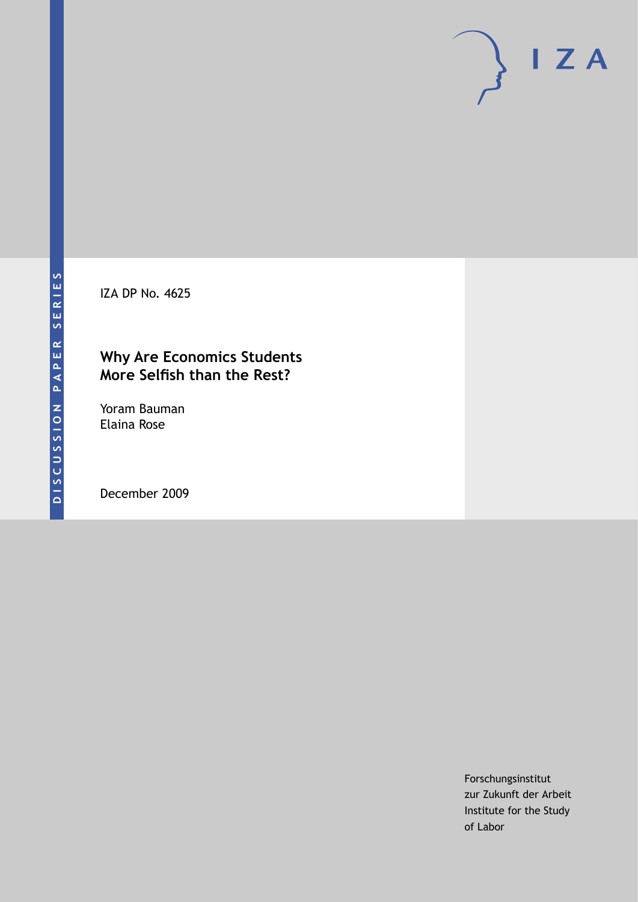IZA DP No. 4625

# Why Are Economics Students More Selfish than the Rest?

Yoram Bauman
Elaina Rose

December 2009

Forschungsinstitut
zur Zukunft der Arbeit
Institute for the Study
of Labor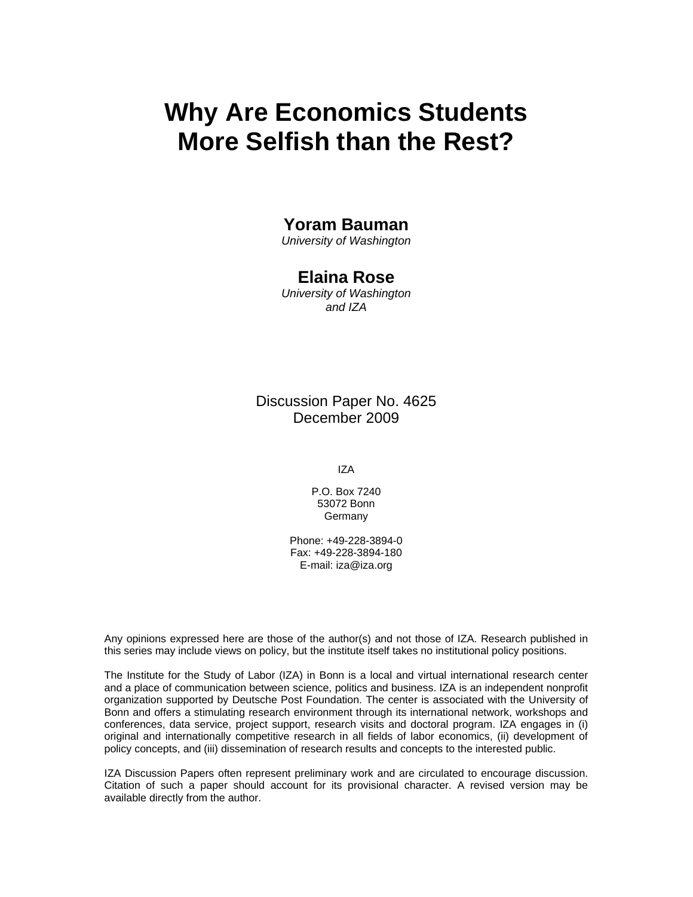# Why Are Economics Students More Selfish than the Rest?

**Yoram Bauman**
*University of Washington*

**Elaina Rose**
*University of Washington and IZA*

Discussion Paper No. 4625
December 2009

IZA

P.O. Box 7240
53072 Bonn
Germany

Phone: +49-228-3894-0
Fax: +49-228-3894-180
E-mail: iza@iza.org

Any opinions expressed here are those of the author(s) and not those of IZA. Research published in this series may include views on policy, but the institute itself takes no institutional policy positions.

The Institute for the Study of Labor (IZA) in Bonn is a local and virtual international research center and a place of communication between science, politics and business. IZA is an independent nonprofit organization supported by Deutsche Post Foundation. The center is associated with the University of Bonn and offers a stimulating research environment through its international network, workshops and conferences, data service, project support, research visits and doctoral program. IZA engages in (i) original and internationally competitive research in all fields of labor economics, (ii) development of policy concepts, and (iii) dissemination of research results and concepts to the interested public.

IZA Discussion Papers often represent preliminary work and are circulated to encourage discussion. Citation of such a paper should account for its provisional character. A revised version may be available directly from the author.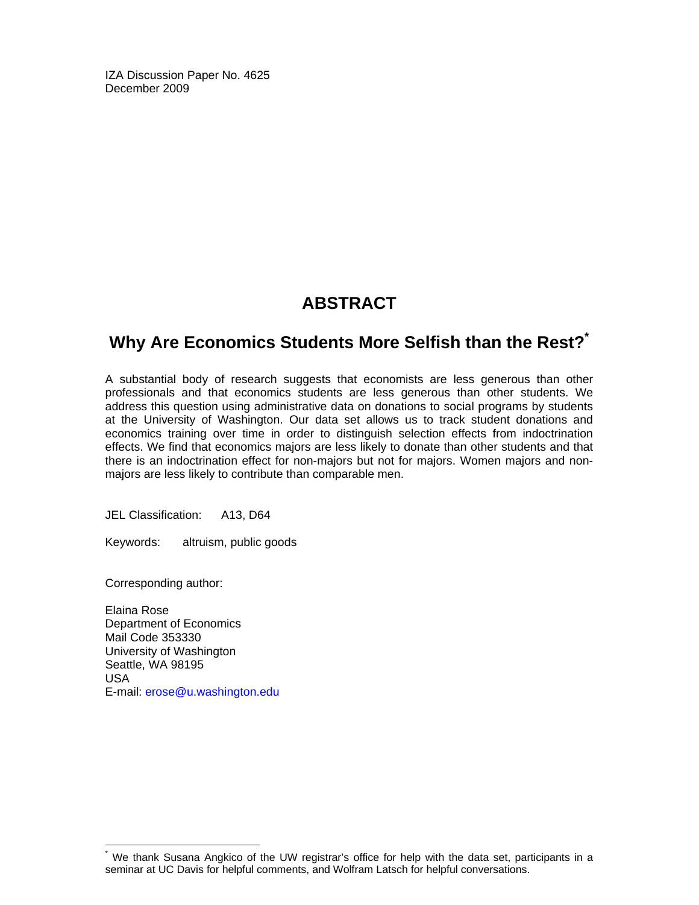IZA Discussion Paper No. 4625
December 2009

## ABSTRACT

## Why Are Economics Students More Selfish than the Rest?*

A substantial body of research suggests that economists are less generous than other professionals and that economics students are less generous than other students. We address this question using administrative data on donations to social programs by students at the University of Washington. Our data set allows us to track student donations and economics training over time in order to distinguish selection effects from indoctrination effects. We find that economics majors are less likely to donate than other students and that there is an indoctrination effect for non-majors but not for majors. Women majors and non-majors are less likely to contribute than comparable men.

JEL Classification: A13, D64

Keywords: altruism, public goods

Corresponding author:

Elaina Rose
Department of Economics
Mail Code 353330
University of Washington
Seattle, WA 98195
USA
E-mail: erose@u.washington.edu

* We thank Susana Angkico of the UW registrar's office for help with the data set, participants in a seminar at UC Davis for helpful comments, and Wolfram Latsch for helpful conversations.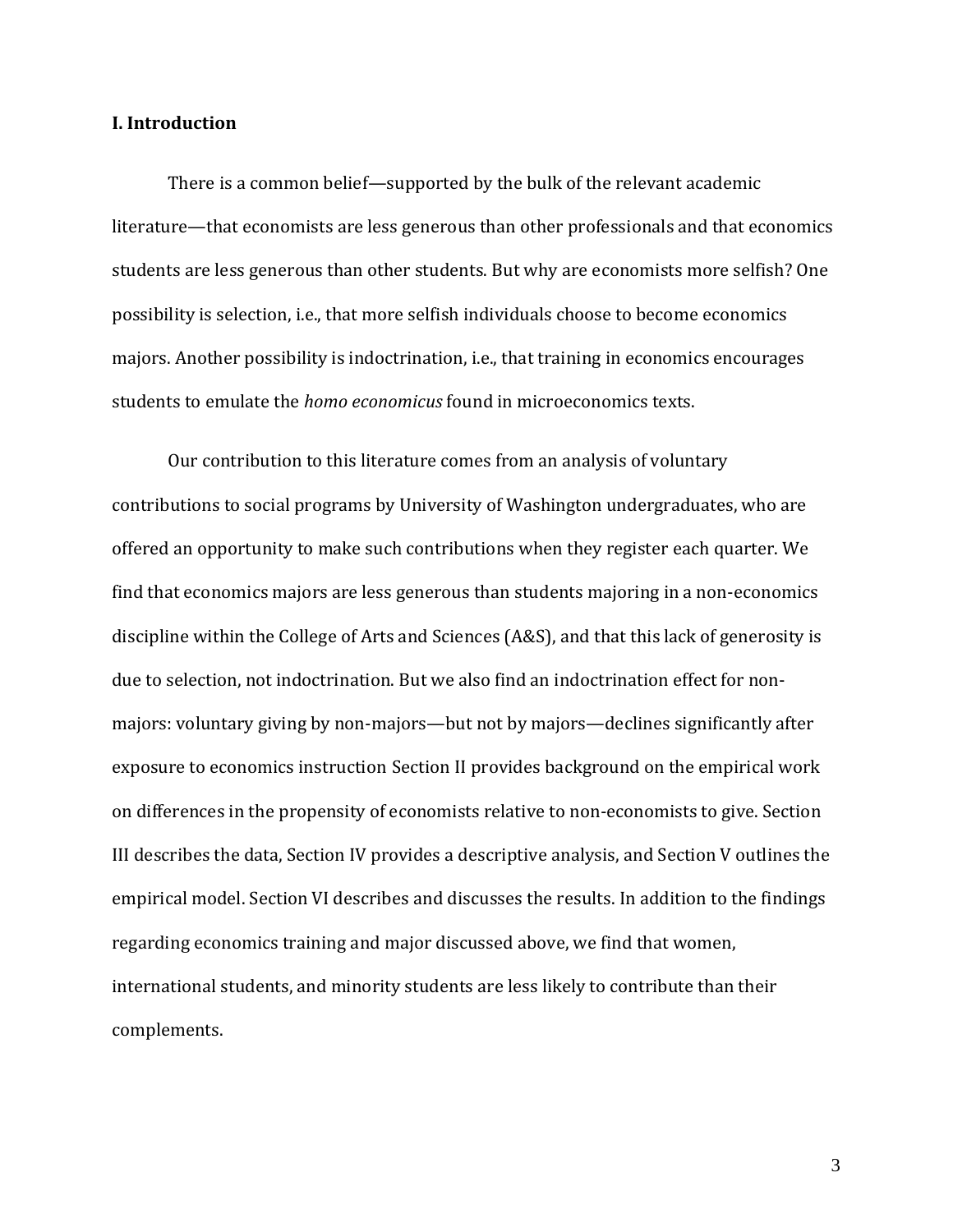## I. Introduction

There is a common belief—supported by the bulk of the relevant academic literature—that economists are less generous than other professionals and that economics students are less generous than other students. But why are economists more selfish? One possibility is selection, i.e., that more selfish individuals choose to become economics majors. Another possibility is indoctrination, i.e., that training in economics encourages students to emulate the *homo economicus* found in microeconomics texts.

Our contribution to this literature comes from an analysis of voluntary contributions to social programs by University of Washington undergraduates, who are offered an opportunity to make such contributions when they register each quarter. We find that economics majors are less generous than students majoring in a non-economics discipline within the College of Arts and Sciences (A&S), and that this lack of generosity is due to selection, not indoctrination. But we also find an indoctrination effect for non-majors: voluntary giving by non-majors—but not by majors—declines significantly after exposure to economics instruction Section II provides background on the empirical work on differences in the propensity of economists relative to non-economists to give. Section III describes the data, Section IV provides a descriptive analysis, and Section V outlines the empirical model. Section VI describes and discusses the results. In addition to the findings regarding economics training and major discussed above, we find that women, international students, and minority students are less likely to contribute than their complements.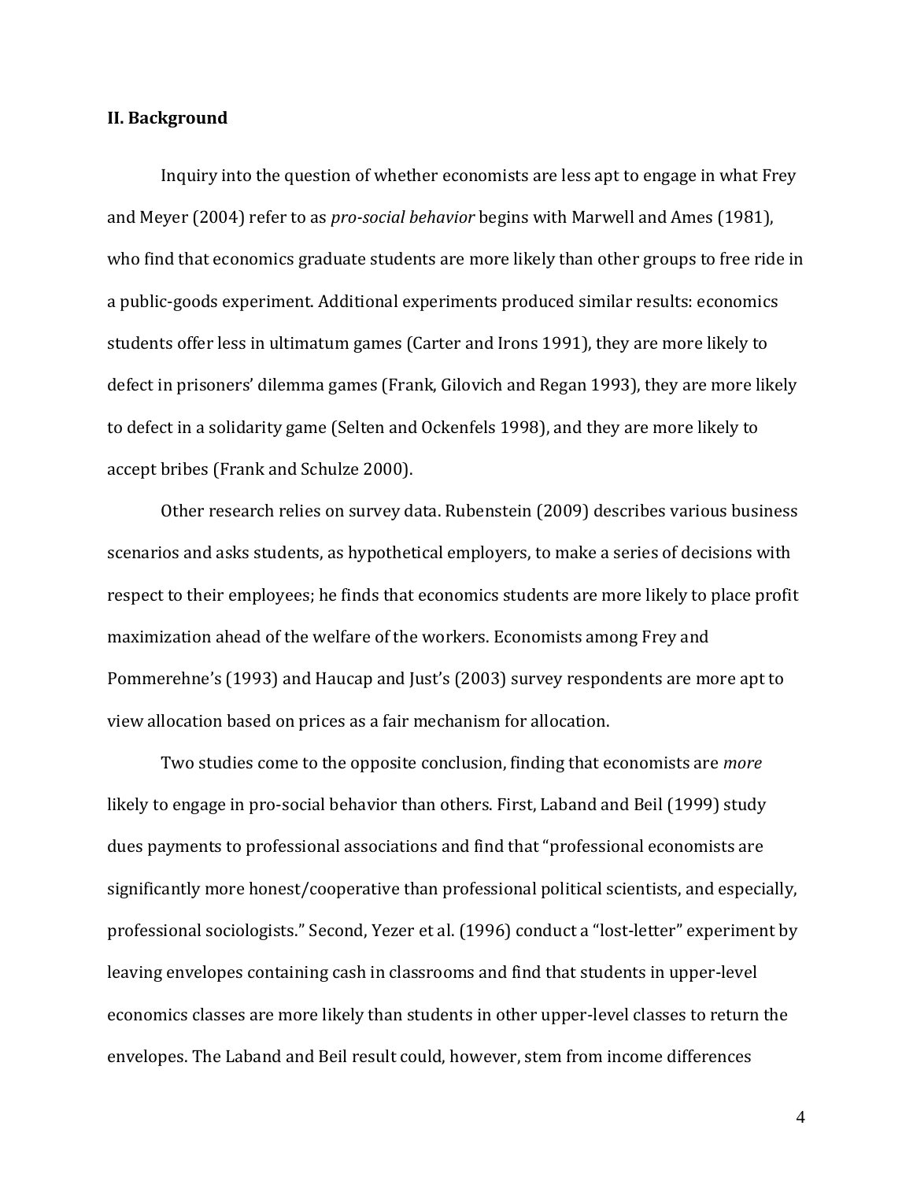## II. Background

Inquiry into the question of whether economists are less apt to engage in what Frey and Meyer (2004) refer to as *pro-social behavior* begins with Marwell and Ames (1981), who find that economics graduate students are more likely than other groups to free ride in a public-goods experiment. Additional experiments produced similar results: economics students offer less in ultimatum games (Carter and Irons 1991), they are more likely to defect in prisoners' dilemma games (Frank, Gilovich and Regan 1993), they are more likely to defect in a solidarity game (Selten and Ockenfels 1998), and they are more likely to accept bribes (Frank and Schulze 2000).

Other research relies on survey data. Rubenstein (2009) describes various business scenarios and asks students, as hypothetical employers, to make a series of decisions with respect to their employees; he finds that economics students are more likely to place profit maximization ahead of the welfare of the workers. Economists among Frey and Pommerehne's (1993) and Haucap and Just's (2003) survey respondents are more apt to view allocation based on prices as a fair mechanism for allocation.

Two studies come to the opposite conclusion, finding that economists are *more* likely to engage in pro-social behavior than others. First, Laband and Beil (1999) study dues payments to professional associations and find that "professional economists are significantly more honest/cooperative than professional political scientists, and especially, professional sociologists." Second, Yezer et al. (1996) conduct a "lost-letter" experiment by leaving envelopes containing cash in classrooms and find that students in upper-level economics classes are more likely than students in other upper-level classes to return the envelopes. The Laband and Beil result could, however, stem from income differences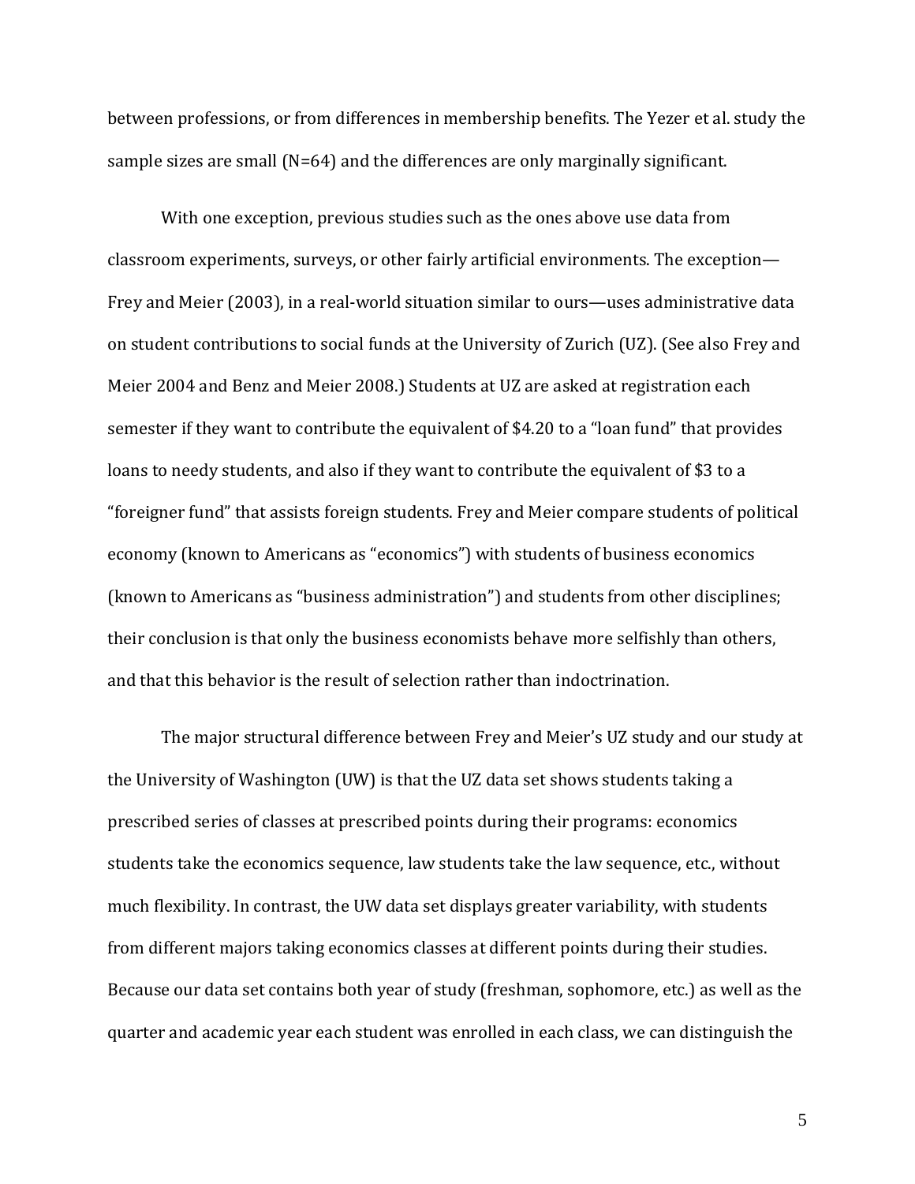between professions, or from differences in membership benefits. The Yezer et al. study the sample sizes are small (N=64) and the differences are only marginally significant.

With one exception, previous studies such as the ones above use data from classroom experiments, surveys, or other fairly artificial environments. The exception—Frey and Meier (2003), in a real-world situation similar to ours—uses administrative data on student contributions to social funds at the University of Zurich (UZ). (See also Frey and Meier 2004 and Benz and Meier 2008.) Students at UZ are asked at registration each semester if they want to contribute the equivalent of $4.20 to a "loan fund" that provides loans to needy students, and also if they want to contribute the equivalent of $3 to a "foreigner fund" that assists foreign students. Frey and Meier compare students of political economy (known to Americans as "economics") with students of business economics (known to Americans as "business administration") and students from other disciplines; their conclusion is that only the business economists behave more selfishly than others, and that this behavior is the result of selection rather than indoctrination.

The major structural difference between Frey and Meier's UZ study and our study at the University of Washington (UW) is that the UZ data set shows students taking a prescribed series of classes at prescribed points during their programs: economics students take the economics sequence, law students take the law sequence, etc., without much flexibility. In contrast, the UW data set displays greater variability, with students from different majors taking economics classes at different points during their studies. Because our data set contains both year of study (freshman, sophomore, etc.) as well as the quarter and academic year each student was enrolled in each class, we can distinguish the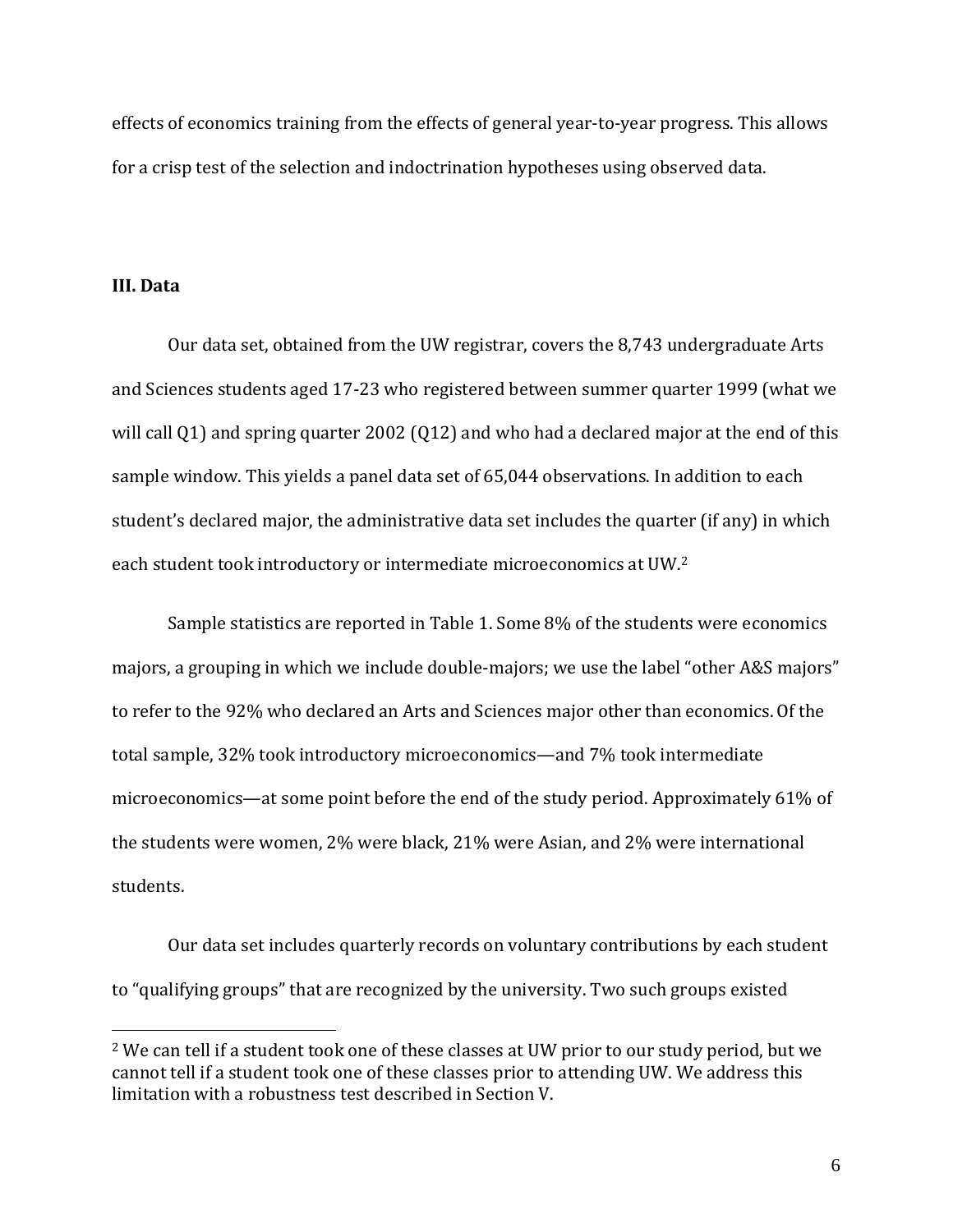effects of economics training from the effects of general year-to-year progress. This allows for a crisp test of the selection and indoctrination hypotheses using observed data.

## III. Data

Our data set, obtained from the UW registrar, covers the 8,743 undergraduate Arts and Sciences students aged 17-23 who registered between summer quarter 1999 (what we will call Q1) and spring quarter 2002 (Q12) and who had a declared major at the end of this sample window. This yields a panel data set of 65,044 observations. In addition to each student's declared major, the administrative data set includes the quarter (if any) in which each student took introductory or intermediate microeconomics at UW.[2]

Sample statistics are reported in Table 1. Some 8% of the students were economics majors, a grouping in which we include double-majors; we use the label "other A&S majors" to refer to the 92% who declared an Arts and Sciences major other than economics. Of the total sample, 32% took introductory microeconomics—and 7% took intermediate microeconomics—at some point before the end of the study period. Approximately 61% of the students were women, 2% were black, 21% were Asian, and 2% were international students.

Our data set includes quarterly records on voluntary contributions by each student to "qualifying groups" that are recognized by the university. Two such groups existed

---

[2] We can tell if a student took one of these classes at UW prior to our study period, but we cannot tell if a student took one of these classes prior to attending UW. We address this limitation with a robustness test described in Section V.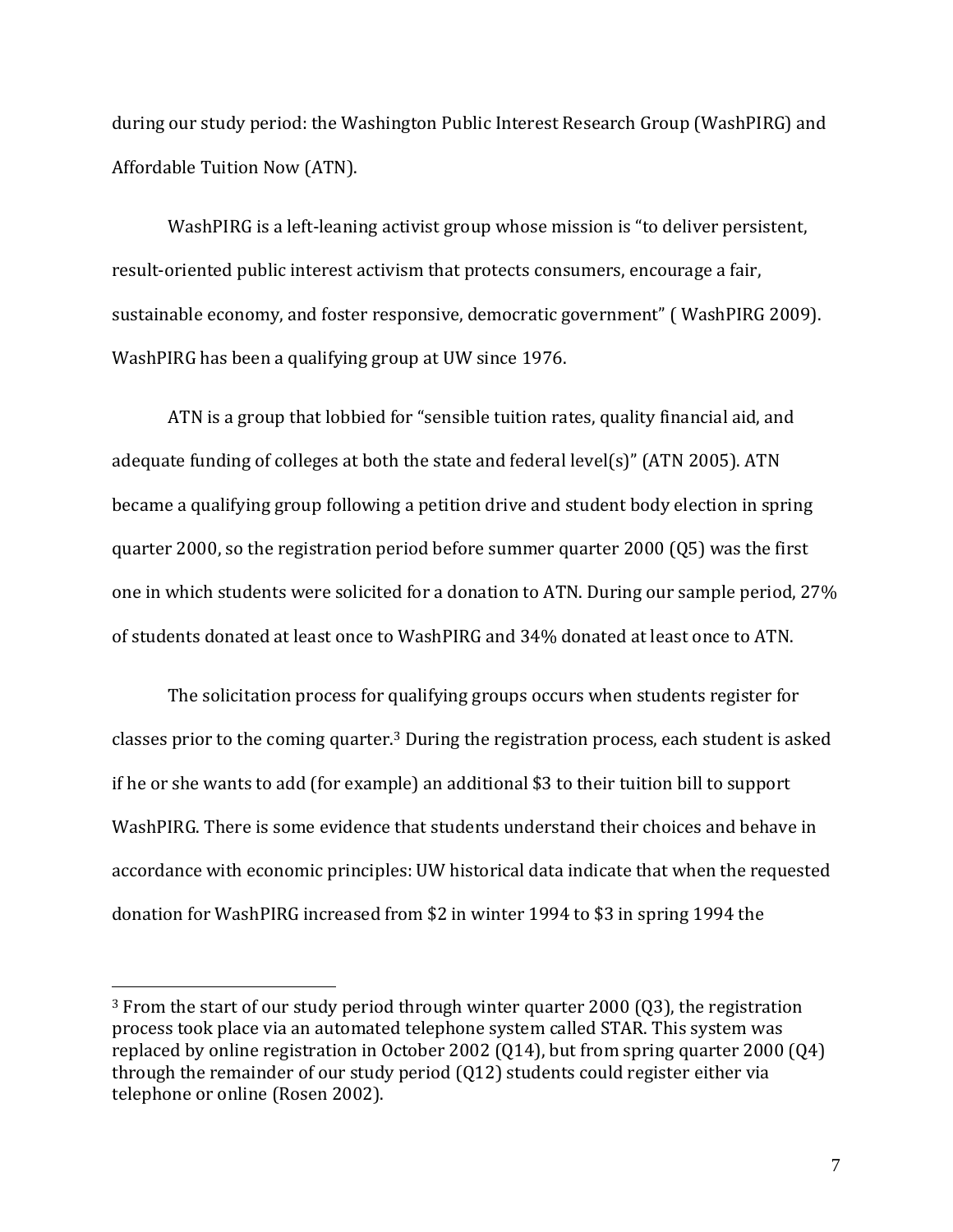during our study period: the Washington Public Interest Research Group (WashPIRG) and Affordable Tuition Now (ATN).

WashPIRG is a left-leaning activist group whose mission is "to deliver persistent, result-oriented public interest activism that protects consumers, encourage a fair, sustainable economy, and foster responsive, democratic government" ( WashPIRG 2009). WashPIRG has been a qualifying group at UW since 1976.

ATN is a group that lobbied for "sensible tuition rates, quality financial aid, and adequate funding of colleges at both the state and federal level(s)" (ATN 2005). ATN became a qualifying group following a petition drive and student body election in spring quarter 2000, so the registration period before summer quarter 2000 (Q5) was the first one in which students were solicited for a donation to ATN. During our sample period, 27% of students donated at least once to WashPIRG and 34% donated at least once to ATN.

The solicitation process for qualifying groups occurs when students register for classes prior to the coming quarter.[3] During the registration process, each student is asked if he or she wants to add (for example) an additional $3 to their tuition bill to support WashPIRG. There is some evidence that students understand their choices and behave in accordance with economic principles: UW historical data indicate that when the requested donation for WashPIRG increased from $2 in winter 1994 to $3 in spring 1994 the

[3] From the start of our study period through winter quarter 2000 (Q3), the registration process took place via an automated telephone system called STAR. This system was replaced by online registration in October 2002 (Q14), but from spring quarter 2000 (Q4) through the remainder of our study period (Q12) students could register either via telephone or online (Rosen 2002).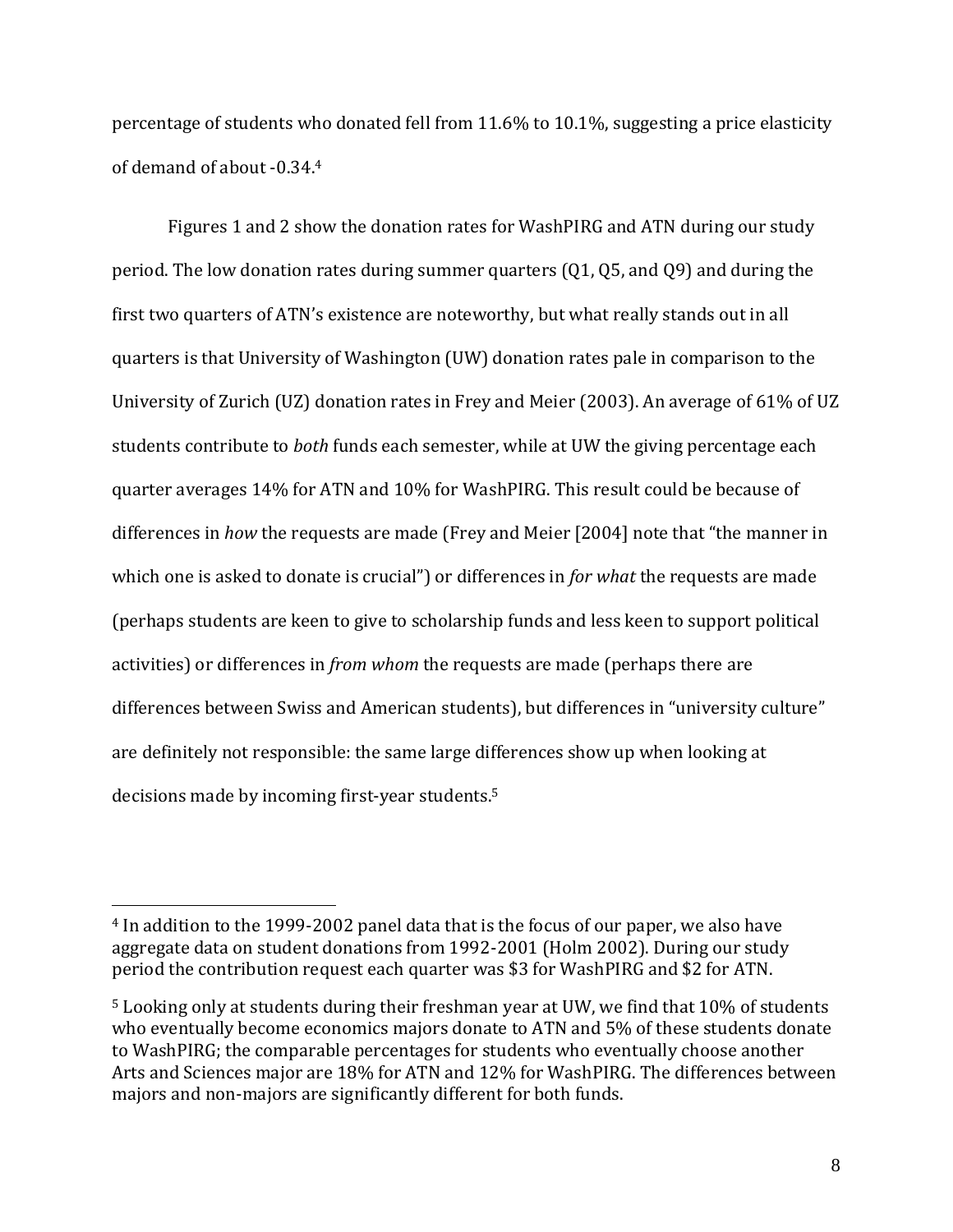percentage of students who donated fell from 11.6% to 10.1%, suggesting a price elasticity of demand of about -0.34.[4]

Figures 1 and 2 show the donation rates for WashPIRG and ATN during our study period. The low donation rates during summer quarters (Q1, Q5, and Q9) and during the first two quarters of ATN's existence are noteworthy, but what really stands out in all quarters is that University of Washington (UW) donation rates pale in comparison to the University of Zurich (UZ) donation rates in Frey and Meier (2003). An average of 61% of UZ students contribute to *both* funds each semester, while at UW the giving percentage each quarter averages 14% for ATN and 10% for WashPIRG. This result could be because of differences in *how* the requests are made (Frey and Meier [2004] note that "the manner in which one is asked to donate is crucial") or differences in *for what* the requests are made (perhaps students are keen to give to scholarship funds and less keen to support political activities) or differences in *from whom* the requests are made (perhaps there are differences between Swiss and American students), but differences in "university culture" are definitely not responsible: the same large differences show up when looking at decisions made by incoming first-year students.[5]

---

[4] In addition to the 1999-2002 panel data that is the focus of our paper, we also have aggregate data on student donations from 1992-2001 (Holm 2002). During our study period the contribution request each quarter was $3 for WashPIRG and $2 for ATN.

[5] Looking only at students during their freshman year at UW, we find that 10% of students who eventually become economics majors donate to ATN and 5% of these students donate to WashPIRG; the comparable percentages for students who eventually choose another Arts and Sciences major are 18% for ATN and 12% for WashPIRG. The differences between majors and non-majors are significantly different for both funds.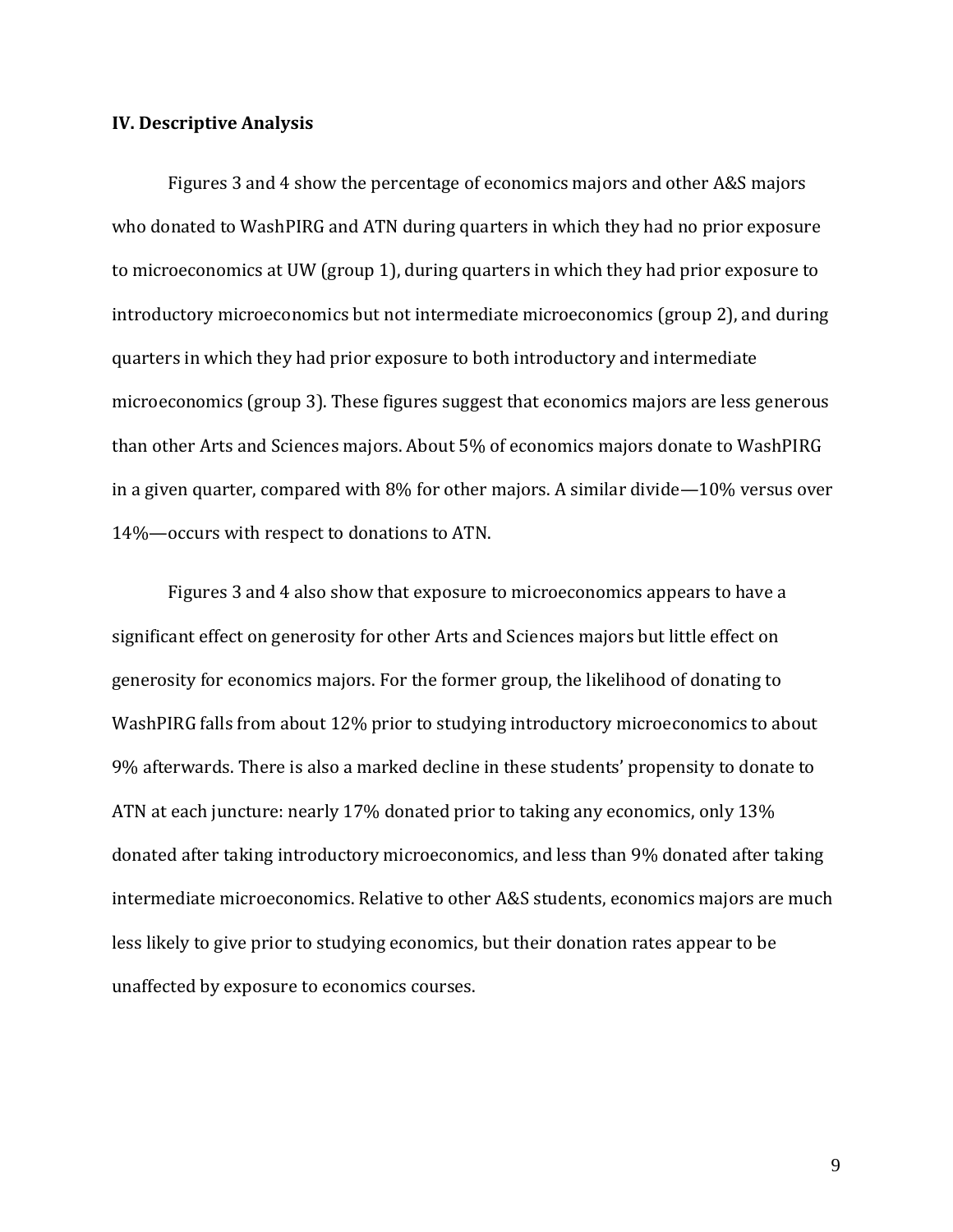**IV. Descriptive Analysis**

Figures 3 and 4 show the percentage of economics majors and other A&S majors who donated to WashPIRG and ATN during quarters in which they had no prior exposure to microeconomics at UW (group 1), during quarters in which they had prior exposure to introductory microeconomics but not intermediate microeconomics (group 2), and during quarters in which they had prior exposure to both introductory and intermediate microeconomics (group 3). These figures suggest that economics majors are less generous than other Arts and Sciences majors. About 5% of economics majors donate to WashPIRG in a given quarter, compared with 8% for other majors. A similar divide—10% versus over 14%—occurs with respect to donations to ATN.

Figures 3 and 4 also show that exposure to microeconomics appears to have a significant effect on generosity for other Arts and Sciences majors but little effect on generosity for economics majors. For the former group, the likelihood of donating to WashPIRG falls from about 12% prior to studying introductory microeconomics to about 9% afterwards. There is also a marked decline in these students' propensity to donate to ATN at each juncture: nearly 17% donated prior to taking any economics, only 13% donated after taking introductory microeconomics, and less than 9% donated after taking intermediate microeconomics. Relative to other A&S students, economics majors are much less likely to give prior to studying economics, but their donation rates appear to be unaffected by exposure to economics courses.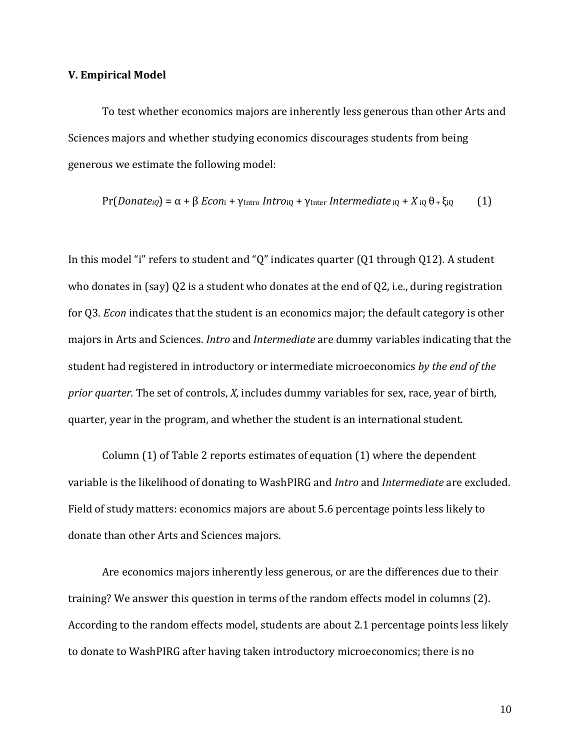### V. Empirical Model

To test whether economics majors are inherently less generous than other Arts and Sciences majors and whether studying economics discourages students from being generous we estimate the following model:

$$\Pr(Donate_{iQ}) = \alpha + \beta\, Econ_{i} + \gamma_{Intro}\, Intro_{iQ} + \gamma_{Inter}\, Intermediate_{iQ} + X_{iQ}\, \theta + \xi_{iQ} \qquad (1)$$

In this model "i" refers to student and "Q" indicates quarter (Q1 through Q12). A student who donates in (say) Q2 is a student who donates at the end of Q2, i.e., during registration for Q3. *Econ* indicates that the student is an economics major; the default category is other majors in Arts and Sciences. *Intro* and *Intermediate* are dummy variables indicating that the student had registered in introductory or intermediate microeconomics *by the end of the prior quarter.* The set of controls, *X,* includes dummy variables for sex, race, year of birth, quarter, year in the program, and whether the student is an international student.

Column (1) of Table 2 reports estimates of equation (1) where the dependent variable is the likelihood of donating to WashPIRG and *Intro* and *Intermediate* are excluded. Field of study matters: economics majors are about 5.6 percentage points less likely to donate than other Arts and Sciences majors.

Are economics majors inherently less generous, or are the differences due to their training? We answer this question in terms of the random effects model in columns (2). According to the random effects model, students are about 2.1 percentage points less likely to donate to WashPIRG after having taken introductory microeconomics; there is no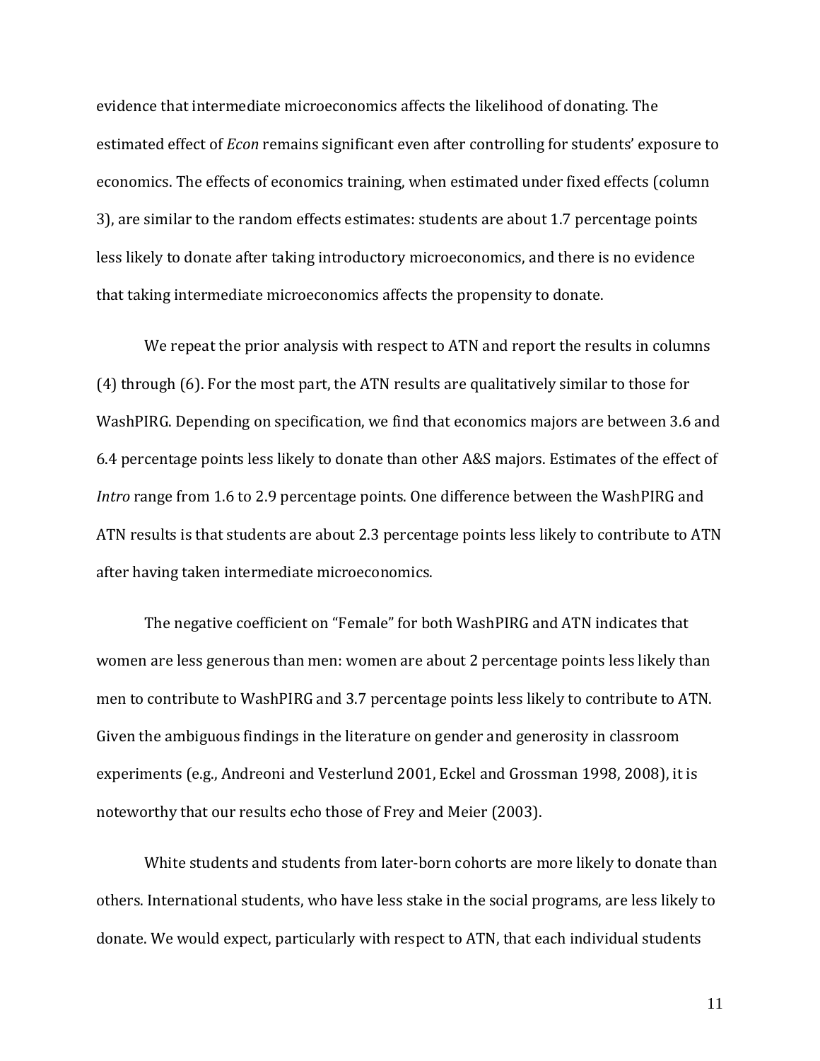evidence that intermediate microeconomics affects the likelihood of donating. The estimated effect of *Econ* remains significant even after controlling for students' exposure to economics. The effects of economics training, when estimated under fixed effects (column 3), are similar to the random effects estimates: students are about 1.7 percentage points less likely to donate after taking introductory microeconomics, and there is no evidence that taking intermediate microeconomics affects the propensity to donate.

We repeat the prior analysis with respect to ATN and report the results in columns (4) through (6). For the most part, the ATN results are qualitatively similar to those for WashPIRG. Depending on specification, we find that economics majors are between 3.6 and 6.4 percentage points less likely to donate than other A&S majors. Estimates of the effect of *Intro* range from 1.6 to 2.9 percentage points. One difference between the WashPIRG and ATN results is that students are about 2.3 percentage points less likely to contribute to ATN after having taken intermediate microeconomics.

The negative coefficient on "Female" for both WashPIRG and ATN indicates that women are less generous than men: women are about 2 percentage points less likely than men to contribute to WashPIRG and 3.7 percentage points less likely to contribute to ATN. Given the ambiguous findings in the literature on gender and generosity in classroom experiments (e.g., Andreoni and Vesterlund 2001, Eckel and Grossman 1998, 2008), it is noteworthy that our results echo those of Frey and Meier (2003).

White students and students from later-born cohorts are more likely to donate than others. International students, who have less stake in the social programs, are less likely to donate. We would expect, particularly with respect to ATN, that each individual students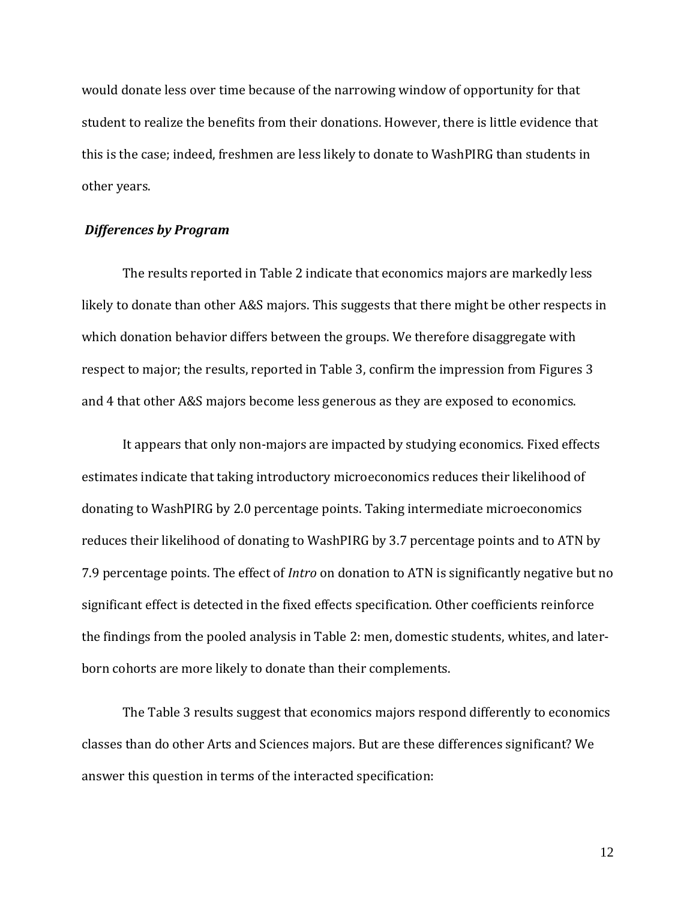would donate less over time because of the narrowing window of opportunity for that student to realize the benefits from their donations. However, there is little evidence that this is the case; indeed, freshmen are less likely to donate to WashPIRG than students in other years.

***Differences by Program***

The results reported in Table 2 indicate that economics majors are markedly less likely to donate than other A&S majors. This suggests that there might be other respects in which donation behavior differs between the groups. We therefore disaggregate with respect to major; the results, reported in Table 3, confirm the impression from Figures 3 and 4 that other A&S majors become less generous as they are exposed to economics.

It appears that only non-majors are impacted by studying economics. Fixed effects estimates indicate that taking introductory microeconomics reduces their likelihood of donating to WashPIRG by 2.0 percentage points. Taking intermediate microeconomics reduces their likelihood of donating to WashPIRG by 3.7 percentage points and to ATN by 7.9 percentage points. The effect of *Intro* on donation to ATN is significantly negative but no significant effect is detected in the fixed effects specification. Other coefficients reinforce the findings from the pooled analysis in Table 2: men, domestic students, whites, and later-born cohorts are more likely to donate than their complements.

The Table 3 results suggest that economics majors respond differently to economics classes than do other Arts and Sciences majors. But are these differences significant? We answer this question in terms of the interacted specification: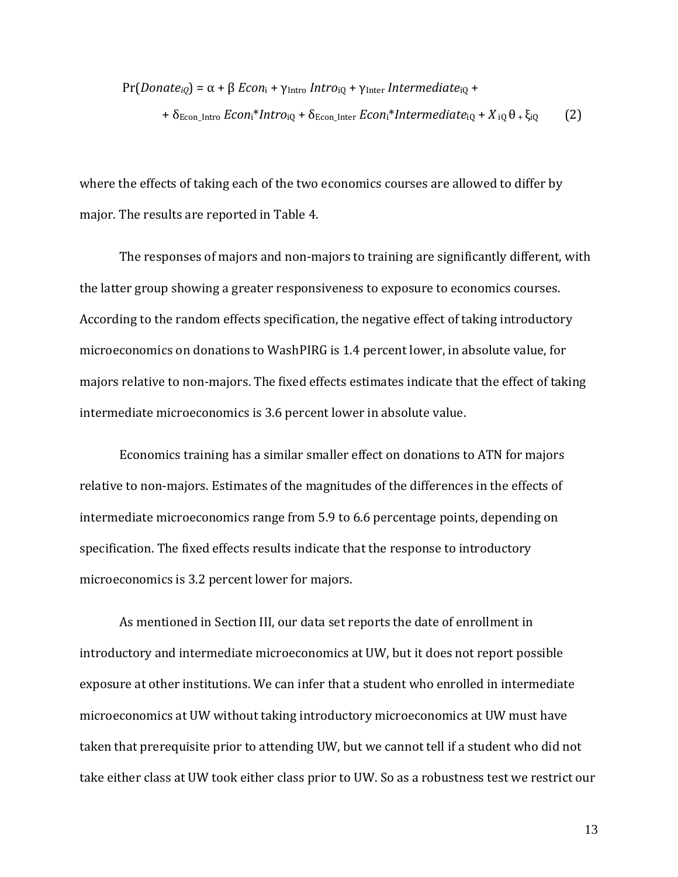$$\Pr(Donate_{iQ}) = \alpha + \beta\ Econ_i + \gamma_{Intro}\ Intro_{iQ} + \gamma_{Inter}\ Intermediate_{iQ} + \\ + \delta_{Econ\_Intro}\ Econ_i{*}Intro_{iQ} + \delta_{Econ\_Inter}\ Econ_i{*}Intermediate_{iQ} + X_{iQ}\,\theta + \xi_{iQ} \qquad (2)$$

where the effects of taking each of the two economics courses are allowed to differ by major. The results are reported in Table 4.

The responses of majors and non-majors to training are significantly different, with the latter group showing a greater responsiveness to exposure to economics courses. According to the random effects specification, the negative effect of taking introductory microeconomics on donations to WashPIRG is 1.4 percent lower, in absolute value, for majors relative to non-majors. The fixed effects estimates indicate that the effect of taking intermediate microeconomics is 3.6 percent lower in absolute value.

Economics training has a similar smaller effect on donations to ATN for majors relative to non-majors. Estimates of the magnitudes of the differences in the effects of intermediate microeconomics range from 5.9 to 6.6 percentage points, depending on specification. The fixed effects results indicate that the response to introductory microeconomics is 3.2 percent lower for majors.

As mentioned in Section III, our data set reports the date of enrollment in introductory and intermediate microeconomics at UW, but it does not report possible exposure at other institutions. We can infer that a student who enrolled in intermediate microeconomics at UW without taking introductory microeconomics at UW must have taken that prerequisite prior to attending UW, but we cannot tell if a student who did not take either class at UW took either class prior to UW. So as a robustness test we restrict our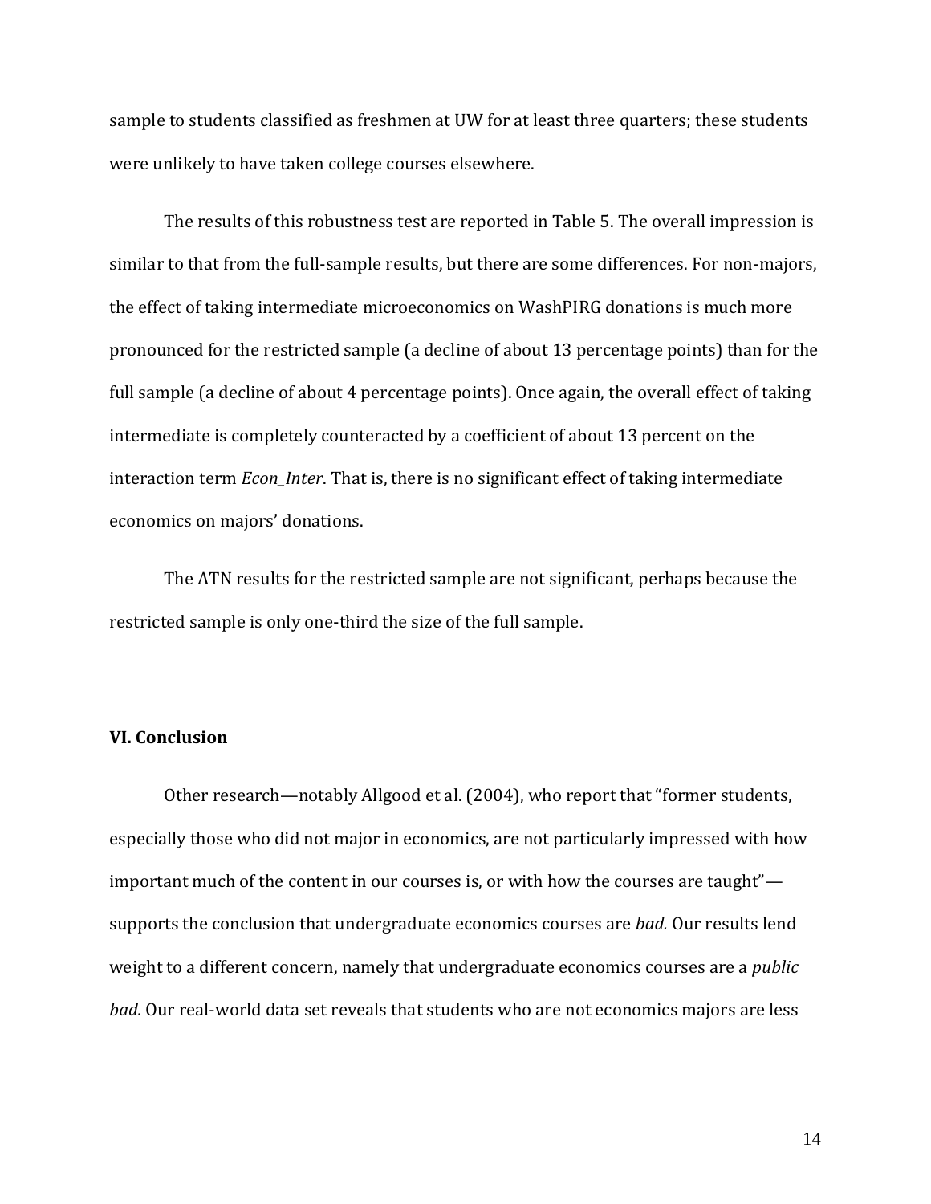sample to students classified as freshmen at UW for at least three quarters; these students were unlikely to have taken college courses elsewhere.

The results of this robustness test are reported in Table 5. The overall impression is similar to that from the full-sample results, but there are some differences. For non-majors, the effect of taking intermediate microeconomics on WashPIRG donations is much more pronounced for the restricted sample (a decline of about 13 percentage points) than for the full sample (a decline of about 4 percentage points). Once again, the overall effect of taking intermediate is completely counteracted by a coefficient of about 13 percent on the interaction term *Econ_Inter*. That is, there is no significant effect of taking intermediate economics on majors' donations.

The ATN results for the restricted sample are not significant, perhaps because the restricted sample is only one-third the size of the full sample.

## VI. Conclusion

Other research—notably Allgood et al. (2004), who report that "former students, especially those who did not major in economics, are not particularly impressed with how important much of the content in our courses is, or with how the courses are taught"—supports the conclusion that undergraduate economics courses are *bad.* Our results lend weight to a different concern, namely that undergraduate economics courses are a *public bad.* Our real-world data set reveals that students who are not economics majors are less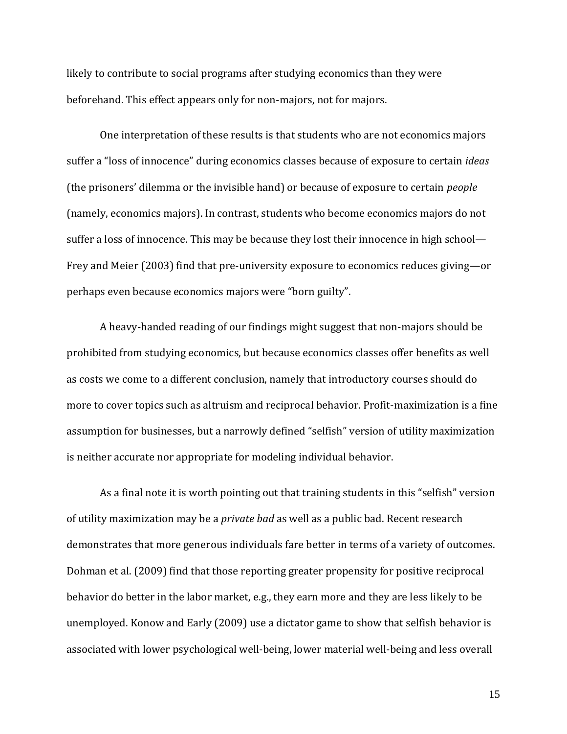likely to contribute to social programs after studying economics than they were beforehand. This effect appears only for non-majors, not for majors.

One interpretation of these results is that students who are not economics majors suffer a "loss of innocence" during economics classes because of exposure to certain *ideas* (the prisoners' dilemma or the invisible hand) or because of exposure to certain *people* (namely, economics majors). In contrast, students who become economics majors do not suffer a loss of innocence. This may be because they lost their innocence in high school—Frey and Meier (2003) find that pre-university exposure to economics reduces giving—or perhaps even because economics majors were "born guilty".

A heavy-handed reading of our findings might suggest that non-majors should be prohibited from studying economics, but because economics classes offer benefits as well as costs we come to a different conclusion, namely that introductory courses should do more to cover topics such as altruism and reciprocal behavior. Profit-maximization is a fine assumption for businesses, but a narrowly defined "selfish" version of utility maximization is neither accurate nor appropriate for modeling individual behavior.

As a final note it is worth pointing out that training students in this "selfish" version of utility maximization may be a *private bad* as well as a public bad. Recent research demonstrates that more generous individuals fare better in terms of a variety of outcomes. Dohman et al. (2009) find that those reporting greater propensity for positive reciprocal behavior do better in the labor market, e.g., they earn more and they are less likely to be unemployed. Konow and Early (2009) use a dictator game to show that selfish behavior is associated with lower psychological well-being, lower material well-being and less overall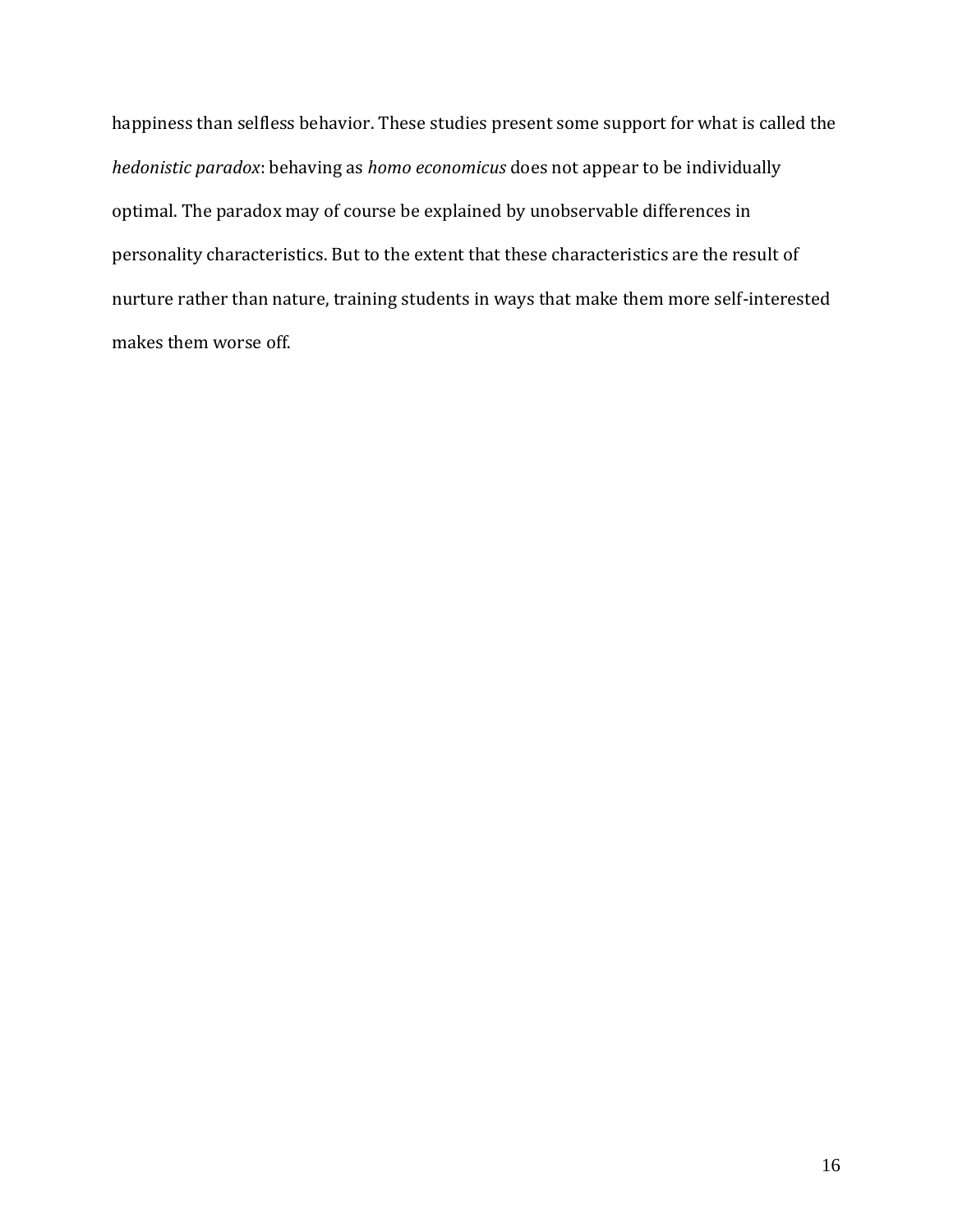happiness than selfless behavior. These studies present some support for what is called the *hedonistic paradox*: behaving as *homo economicus* does not appear to be individually optimal. The paradox may of course be explained by unobservable differences in personality characteristics. But to the extent that these characteristics are the result of nurture rather than nature, training students in ways that make them more self-interested makes them worse off.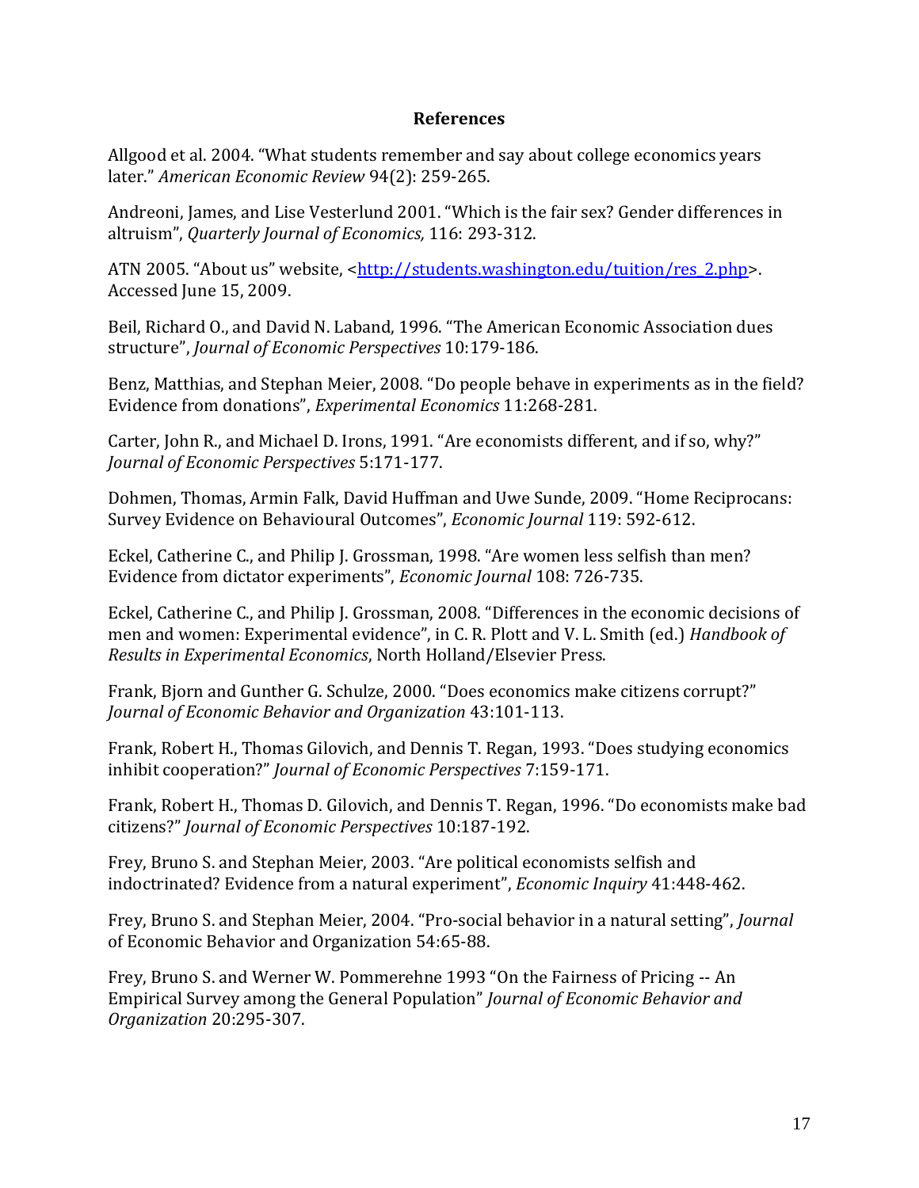**References**

Allgood et al. 2004. "What students remember and say about college economics years later." *American Economic Review* 94(2): 259-265.

Andreoni, James, and Lise Vesterlund 2001. "Which is the fair sex? Gender differences in altruism", *Quarterly Journal of Economics,* 116: 293-312.

ATN 2005. "About us" website, <http://students.washington.edu/tuition/res_2.php>. Accessed June 15, 2009.

Beil, Richard O., and David N. Laband, 1996. "The American Economic Association dues structure", *Journal of Economic Perspectives* 10:179-186.

Benz, Matthias, and Stephan Meier, 2008. "Do people behave in experiments as in the field? Evidence from donations", *Experimental Economics* 11:268-281.

Carter, John R., and Michael D. Irons, 1991. "Are economists different, and if so, why?" *Journal of Economic Perspectives* 5:171-177.

Dohmen, Thomas, Armin Falk, David Huffman and Uwe Sunde, 2009. "Home Reciprocans: Survey Evidence on Behavioural Outcomes", *Economic Journal* 119: 592-612.

Eckel, Catherine C., and Philip J. Grossman, 1998. "Are women less selfish than men? Evidence from dictator experiments", *Economic Journal* 108: 726-735.

Eckel, Catherine C., and Philip J. Grossman, 2008. "Differences in the economic decisions of men and women: Experimental evidence", in C. R. Plott and V. L. Smith (ed.) *Handbook of Results in Experimental Economics*, North Holland/Elsevier Press.

Frank, Bjorn and Gunther G. Schulze, 2000. "Does economics make citizens corrupt?" *Journal of Economic Behavior and Organization* 43:101-113.

Frank, Robert H., Thomas Gilovich, and Dennis T. Regan, 1993. "Does studying economics inhibit cooperation?" *Journal of Economic Perspectives* 7:159-171.

Frank, Robert H., Thomas D. Gilovich, and Dennis T. Regan, 1996. "Do economists make bad citizens?" *Journal of Economic Perspectives* 10:187-192.

Frey, Bruno S. and Stephan Meier, 2003. "Are political economists selfish and indoctrinated? Evidence from a natural experiment", *Economic Inquiry* 41:448-462.

Frey, Bruno S. and Stephan Meier, 2004. "Pro-social behavior in a natural setting", *Journal* of Economic Behavior and Organization 54:65-88.

Frey, Bruno S. and Werner W. Pommerehne 1993 "On the Fairness of Pricing -- An Empirical Survey among the General Population" *Journal of Economic Behavior and Organization* 20:295-307.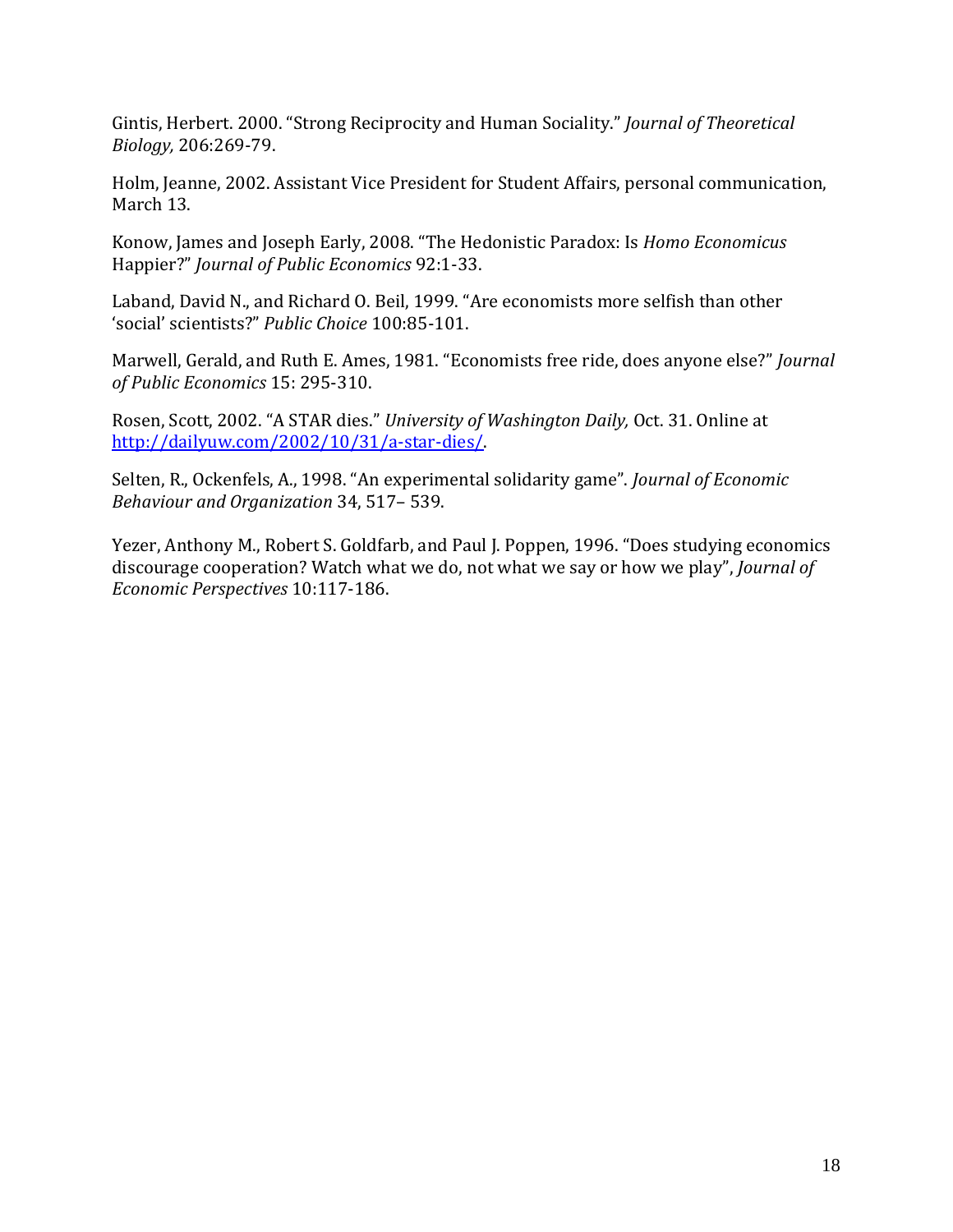Gintis, Herbert. 2000. "Strong Reciprocity and Human Sociality." *Journal of Theoretical Biology,* 206:269-79.

Holm, Jeanne, 2002. Assistant Vice President for Student Affairs, personal communication, March 13.

Konow, James and Joseph Early, 2008. "The Hedonistic Paradox: Is *Homo Economicus* Happier?" *Journal of Public Economics* 92:1-33.

Laband, David N., and Richard O. Beil, 1999. "Are economists more selfish than other 'social' scientists?" *Public Choice* 100:85-101.

Marwell, Gerald, and Ruth E. Ames, 1981. "Economists free ride, does anyone else?" *Journal of Public Economics* 15: 295-310.

Rosen, Scott, 2002. "A STAR dies." *University of Washington Daily,* Oct. 31. Online at [http://dailyuw.com/2002/10/31/a-star-dies/](http://dailyuw.com/2002/10/31/a-star-dies/).

Selten, R., Ockenfels, A., 1998. "An experimental solidarity game". *Journal of Economic Behaviour and Organization* 34, 517– 539.

Yezer, Anthony M., Robert S. Goldfarb, and Paul J. Poppen, 1996. "Does studying economics discourage cooperation? Watch what we do, not what we say or how we play", *Journal of Economic Perspectives* 10:117-186.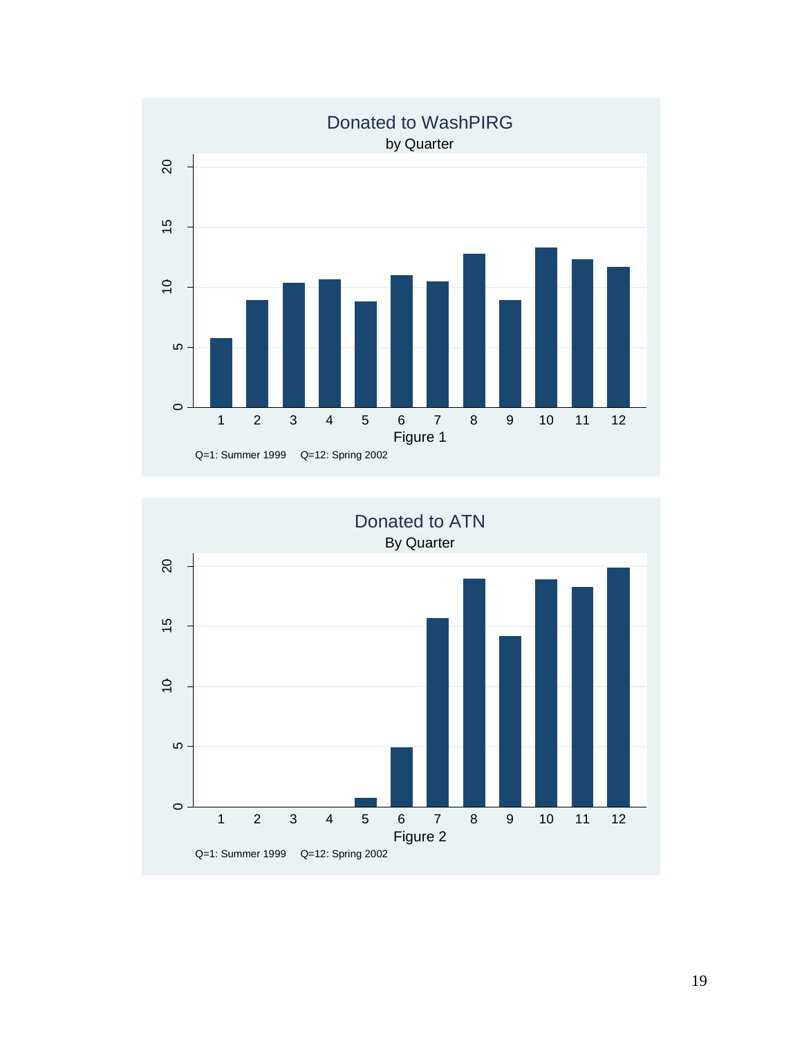**Donated to WashPIRG**

by Quarter

Figure 1

Q=1: Summer 1999    Q=12: Spring 2002

**Donated to ATN**

By Quarter

Figure 2

Q=1: Summer 1999    Q=12: Spring 2002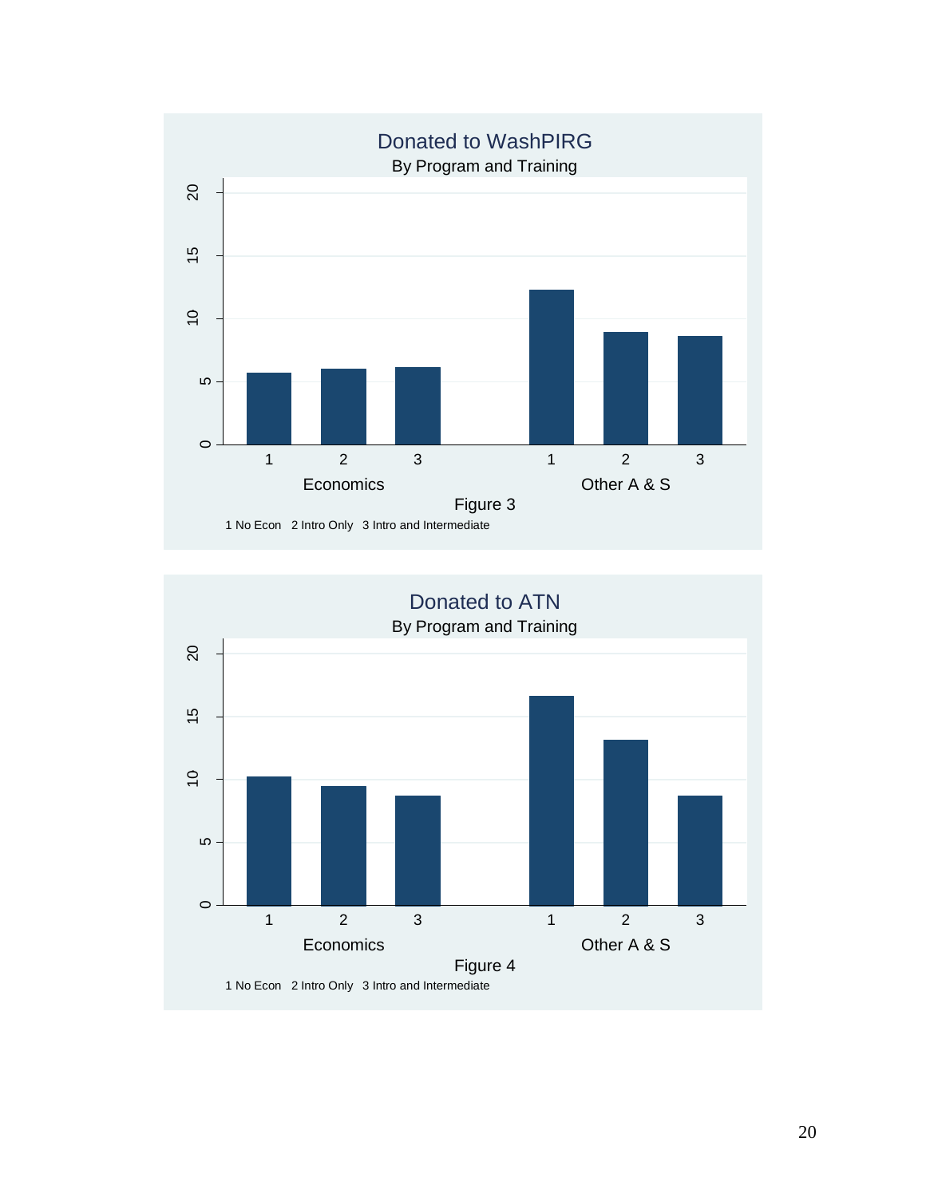Donated to WashPIRG

By Program and Training

Figure 3

1 No Econ   2 Intro Only   3 Intro and Intermediate

Donated to ATN

By Program and Training

Figure 4

1 No Econ   2 Intro Only   3 Intro and Intermediate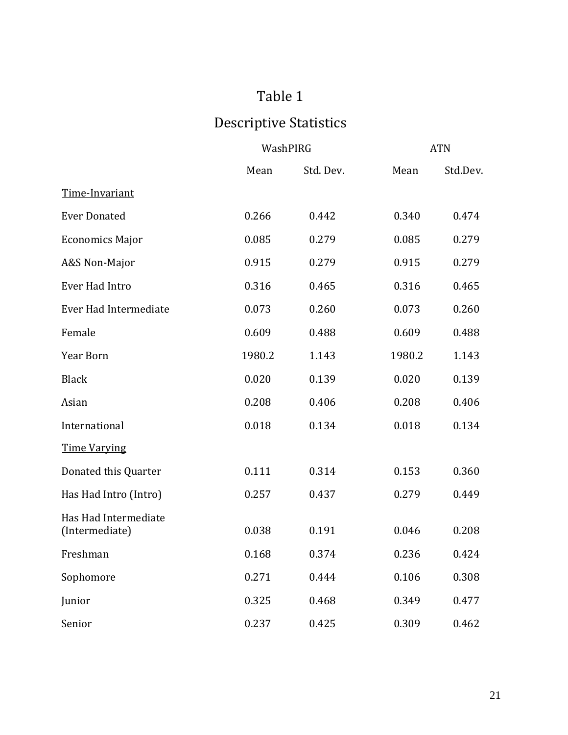# Table 1

## Descriptive Statistics

| | WashPIRG | | ATN | |
|---|---|---|---|---|
| | Mean | Std. Dev. | Mean | Std.Dev. |
| Time-Invariant | | | | |
| Ever Donated | 0.266 | 0.442 | 0.340 | 0.474 |
| Economics Major | 0.085 | 0.279 | 0.085 | 0.279 |
| A&S Non-Major | 0.915 | 0.279 | 0.915 | 0.279 |
| Ever Had Intro | 0.316 | 0.465 | 0.316 | 0.465 |
| Ever Had Intermediate | 0.073 | 0.260 | 0.073 | 0.260 |
| Female | 0.609 | 0.488 | 0.609 | 0.488 |
| Year Born | 1980.2 | 1.143 | 1980.2 | 1.143 |
| Black | 0.020 | 0.139 | 0.020 | 0.139 |
| Asian | 0.208 | 0.406 | 0.208 | 0.406 |
| International | 0.018 | 0.134 | 0.018 | 0.134 |
| Time Varying | | | | |
| Donated this Quarter | 0.111 | 0.314 | 0.153 | 0.360 |
| Has Had Intro (Intro) | 0.257 | 0.437 | 0.279 | 0.449 |
| Has Had Intermediate (Intermediate) | 0.038 | 0.191 | 0.046 | 0.208 |
| Freshman | 0.168 | 0.374 | 0.236 | 0.424 |
| Sophomore | 0.271 | 0.444 | 0.106 | 0.308 |
| Junior | 0.325 | 0.468 | 0.349 | 0.477 |
| Senior | 0.237 | 0.425 | 0.309 | 0.462 |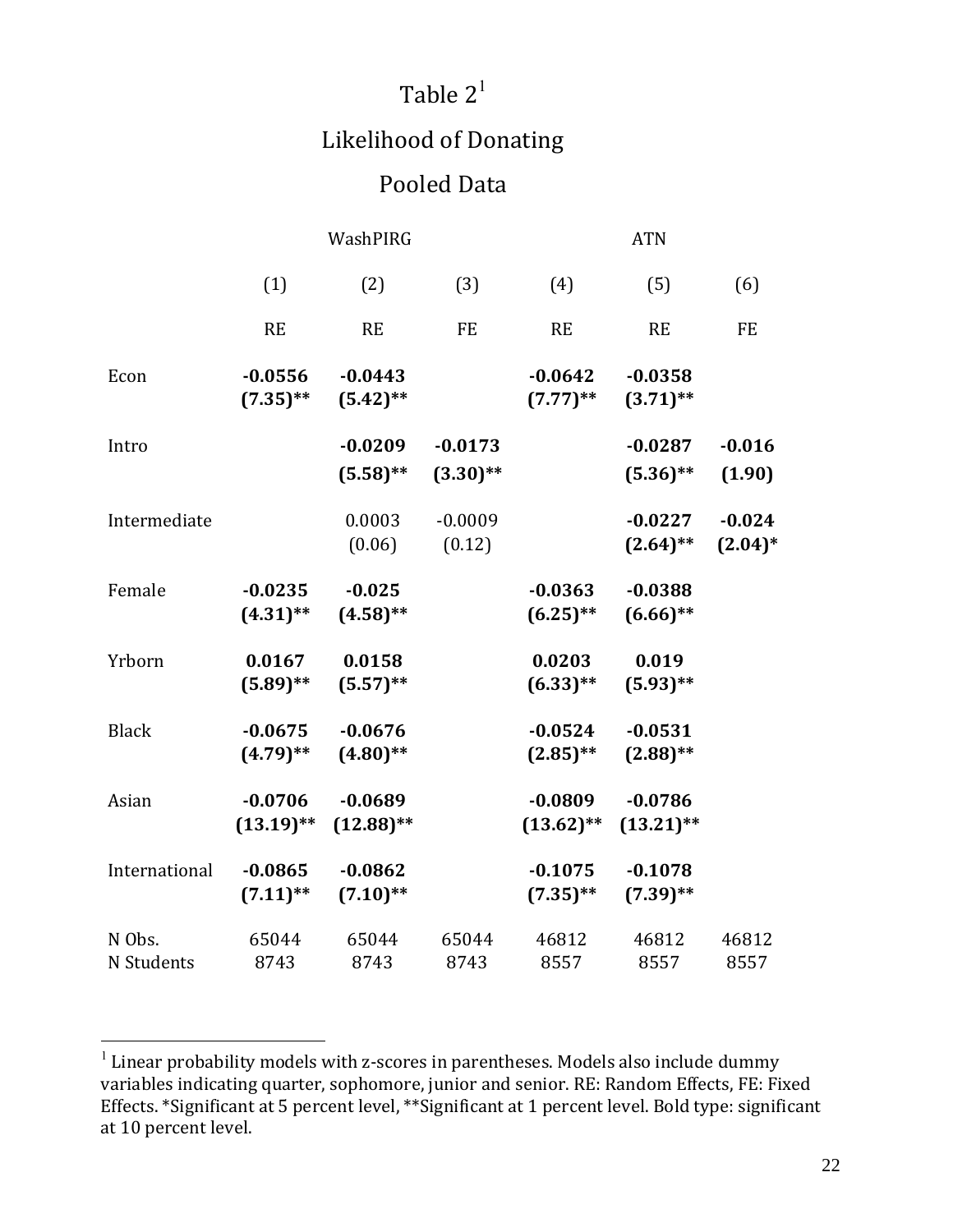# Table 2[1]

## Likelihood of Donating

## Pooled Data

| | WashPIRG | | | ATN | | |
|---|---|---|---|---|---|---|
| | (1) | (2) | (3) | (4) | (5) | (6) |
| | RE | RE | FE | RE | RE | FE |
| Econ | **-0.0556** | **-0.0443** | | **-0.0642** | **-0.0358** | |
| | **(7.35)\*\*** | **(5.42)\*\*** | | **(7.77)\*\*** | **(3.71)\*\*** | |
| Intro | | **-0.0209** | **-0.0173** | | **-0.0287** | **-0.016** |
| | | **(5.58)\*\*** | **(3.30)\*\*** | | **(5.36)\*\*** | **(1.90)** |
| Intermediate | | 0.0003 | -0.0009 | | **-0.0227** | **-0.024** |
| | | (0.06) | (0.12) | | **(2.64)\*\*** | **(2.04)\*** |
| Female | **-0.0235** | **-0.025** | | **-0.0363** | **-0.0388** | |
| | **(4.31)\*\*** | **(4.58)\*\*** | | **(6.25)\*\*** | **(6.66)\*\*** | |
| Yrborn | **0.0167** | **0.0158** | | **0.0203** | **0.019** | |
| | **(5.89)\*\*** | **(5.57)\*\*** | | **(6.33)\*\*** | **(5.93)\*\*** | |
| Black | **-0.0675** | **-0.0676** | | **-0.0524** | **-0.0531** | |
| | **(4.79)\*\*** | **(4.80)\*\*** | | **(2.85)\*\*** | **(2.88)\*\*** | |
| Asian | **-0.0706** | **-0.0689** | | **-0.0809** | **-0.0786** | |
| | **(13.19)\*\*** | **(12.88)\*\*** | | **(13.62)\*\*** | **(13.21)\*\*** | |
| International | **-0.0865** | **-0.0862** | | **-0.1075** | **-0.1078** | |
| | **(7.11)\*\*** | **(7.10)\*\*** | | **(7.35)\*\*** | **(7.39)\*\*** | |
| N Obs. | 65044 | 65044 | 65044 | 46812 | 46812 | 46812 |
| N Students | 8743 | 8743 | 8743 | 8557 | 8557 | 8557 |

[1] Linear probability models with z-scores in parentheses. Models also include dummy variables indicating quarter, sophomore, junior and senior. RE: Random Effects, FE: Fixed Effects. *Significant at 5 percent level, **Significant at 1 percent level. Bold type: significant at 10 percent level.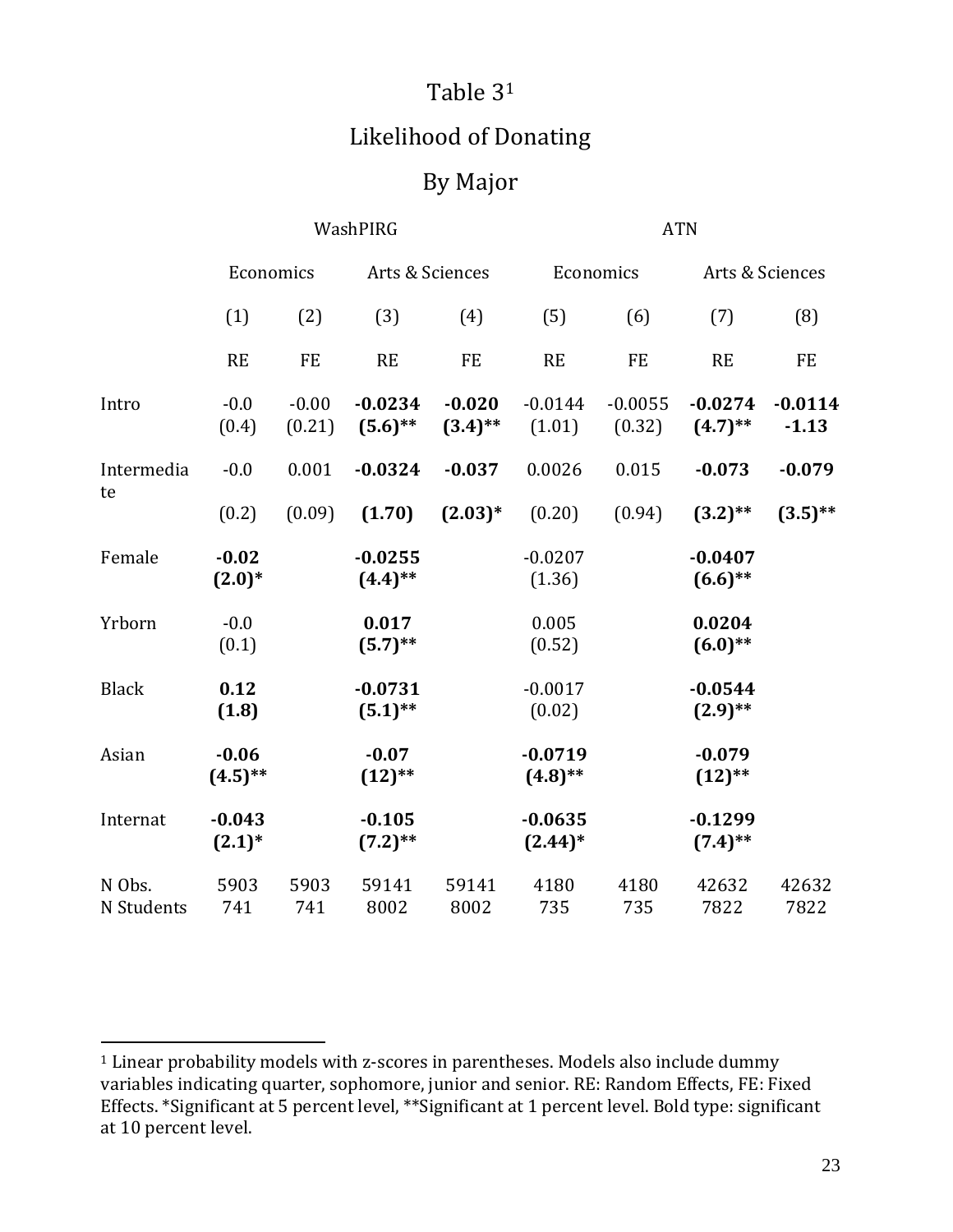Table 3[1]

Likelihood of Donating

By Major

| | WashPIRG | | | | ATN | | | |
|---|---|---|---|---|---|---|---|---|
| | Economics | | Arts & Sciences | | Economics | | Arts & Sciences | |
| | (1) | (2) | (3) | (4) | (5) | (6) | (7) | (8) |
| | RE | FE | RE | FE | RE | FE | RE | FE |
| Intro | -0.0 | -0.00 | **-0.0234** | **-0.020** | -0.0144 | -0.0055 | **-0.0274** | **-0.0114** |
| | (0.4) | (0.21) | **(5.6)**** | **(3.4)**** | (1.01) | (0.32) | **(4.7)**** | **-1.13** |
| Intermediate | -0.0 | 0.001 | **-0.0324** | **-0.037** | 0.0026 | 0.015 | **-0.073** | **-0.079** |
| | (0.2) | (0.09) | **(1.70)** | **(2.03)*** | (0.20) | (0.94) | **(3.2)**** | **(3.5)**** |
| Female | **-0.02** | | **-0.0255** | | -0.0207 | | **-0.0407** | |
| | **(2.0)*** | | **(4.4)**** | | (1.36) | | **(6.6)**** | |
| Yrborn | -0.0 | | **0.017** | | 0.005 | | **0.0204** | |
| | (0.1) | | **(5.7)**** | | (0.52) | | **(6.0)**** | |
| Black | **0.12** | | **-0.0731** | | -0.0017 | | **-0.0544** | |
| | **(1.8)** | | **(5.1)**** | | (0.02) | | **(2.9)**** | |
| Asian | **-0.06** | | **-0.07** | | **-0.0719** | | **-0.079** | |
| | **(4.5)**** | | **(12)**** | | **(4.8)**** | | **(12)**** | |
| Internat | **-0.043** | | **-0.105** | | **-0.0635** | | **-0.1299** | |
| | **(2.1)*** | | **(7.2)**** | | **(2.44)*** | | **(7.4)**** | |
| N Obs. | 5903 | 5903 | 59141 | 59141 | 4180 | 4180 | 42632 | 42632 |
| N Students | 741 | 741 | 8002 | 8002 | 735 | 735 | 7822 | 7822 |

[1] Linear probability models with z-scores in parentheses. Models also include dummy variables indicating quarter, sophomore, junior and senior. RE: Random Effects, FE: Fixed Effects. *Significant at 5 percent level, **Significant at 1 percent level. Bold type: significant at 10 percent level.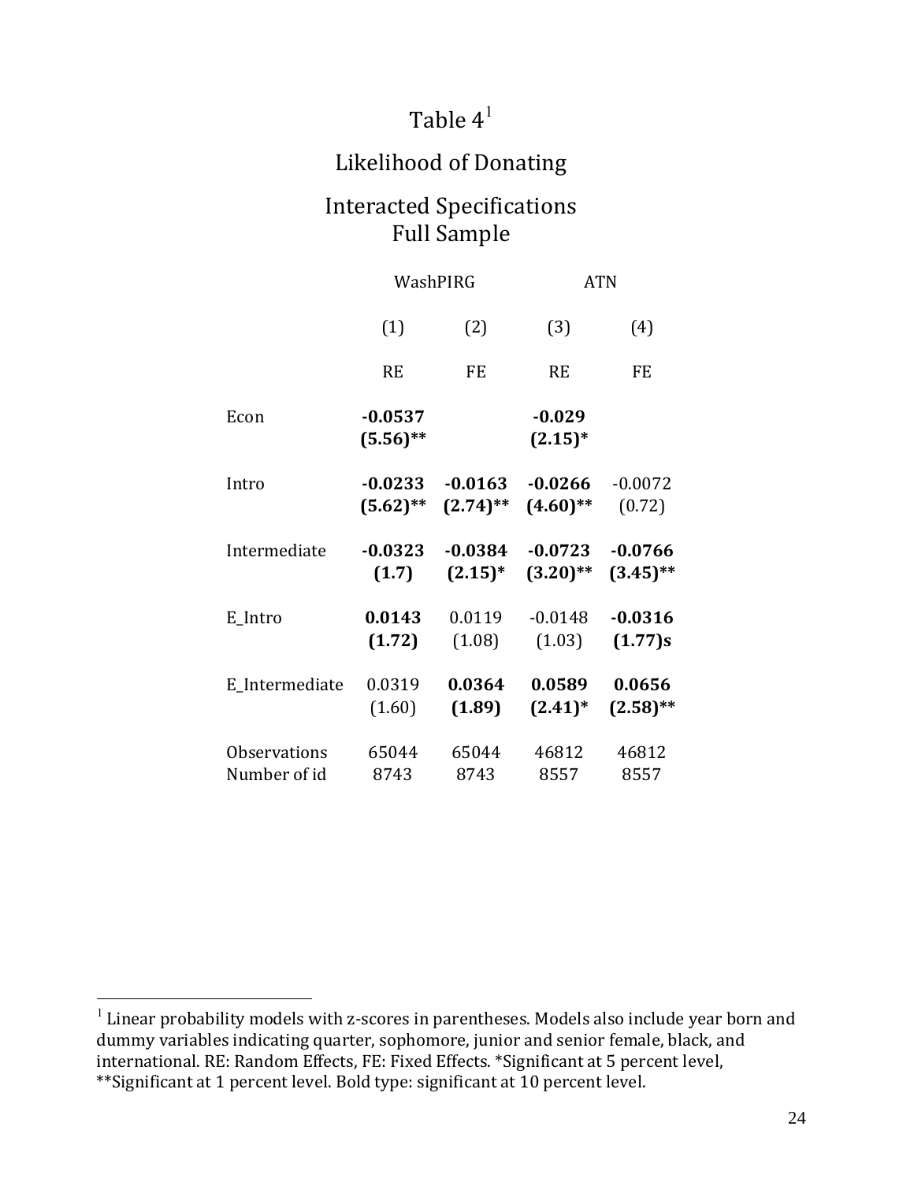# Table 4[1]

## Likelihood of Donating

## Interacted Specifications
## Full Sample

| | WashPIRG | | ATN | |
|---|---|---|---|---|
| | (1) | (2) | (3) | (4) |
| | RE | FE | RE | FE |
| Econ | **-0.0537** | | **-0.029** | |
| | **(5.56)\*\*** | | **(2.15)\*** | |
| Intro | **-0.0233** | **-0.0163** | **-0.0266** | -0.0072 |
| | **(5.62)\*\*** | **(2.74)\*\*** | **(4.60)\*\*** | (0.72) |
| Intermediate | **-0.0323** | **-0.0384** | **-0.0723** | **-0.0766** |
| | **(1.7)** | **(2.15)\*** | **(3.20)\*\*** | **(3.45)\*\*** |
| E_Intro | **0.0143** | 0.0119 | -0.0148 | **-0.0316** |
| | **(1.72)** | (1.08) | (1.03) | **(1.77)s** |
| E_Intermediate | 0.0319 | **0.0364** | **0.0589** | **0.0656** |
| | (1.60) | **(1.89)** | **(2.41)\*** | **(2.58)\*\*** |
| Observations | 65044 | 65044 | 46812 | 46812 |
| Number of id | 8743 | 8743 | 8557 | 8557 |

[1] Linear probability models with z-scores in parentheses. Models also include year born and dummy variables indicating quarter, sophomore, junior and senior female, black, and international. RE: Random Effects, FE: Fixed Effects. *Significant at 5 percent level, **Significant at 1 percent level. Bold type: significant at 10 percent level.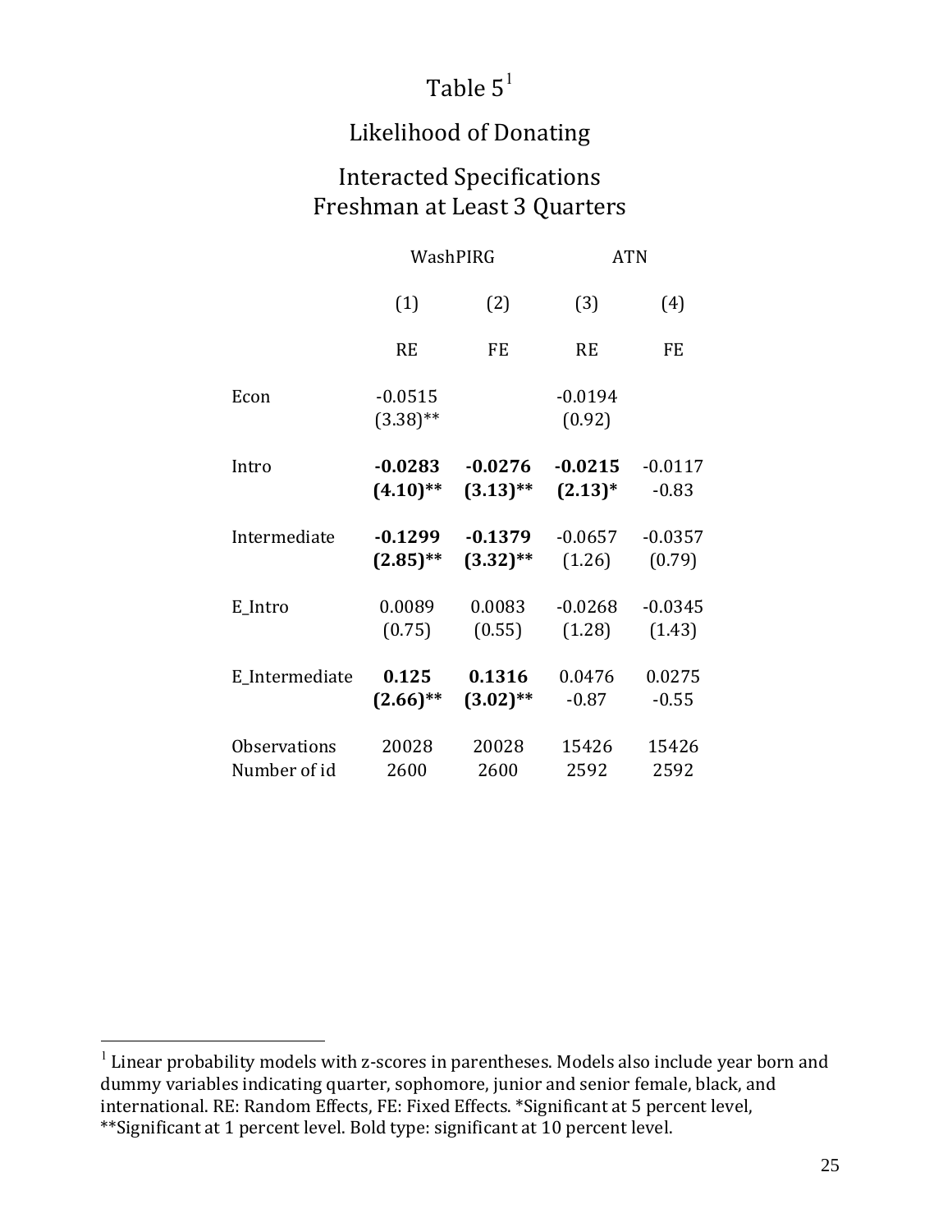# Table 5[1]

## Likelihood of Donating

## Interacted Specifications
## Freshman at Least 3 Quarters

| | WashPIRG | | ATN | |
|---|---|---|---|---|
| | (1) | (2) | (3) | (4) |
| | RE | FE | RE | FE |
| Econ | -0.0515 | | -0.0194 | |
| | (3.38)** | | (0.92) | |
| Intro | **-0.0283** | **-0.0276** | **-0.0215** | -0.0117 |
| | **(4.10)**** | **(3.13)**** | **(2.13)*** | -0.83 |
| Intermediate | **-0.1299** | **-0.1379** | -0.0657 | -0.0357 |
| | **(2.85)**** | **(3.32)**** | (1.26) | (0.79) |
| E_Intro | 0.0089 | 0.0083 | -0.0268 | -0.0345 |
| | (0.75) | (0.55) | (1.28) | (1.43) |
| E_Intermediate | **0.125** | **0.1316** | 0.0476 | 0.0275 |
| | **(2.66)**** | **(3.02)**** | -0.87 | -0.55 |
| Observations | 20028 | 20028 | 15426 | 15426 |
| Number of id | 2600 | 2600 | 2592 | 2592 |

[1] Linear probability models with z-scores in parentheses. Models also include year born and dummy variables indicating quarter, sophomore, junior and senior female, black, and international. RE: Random Effects, FE: Fixed Effects. *Significant at 5 percent level, **Significant at 1 percent level. Bold type: significant at 10 percent level.